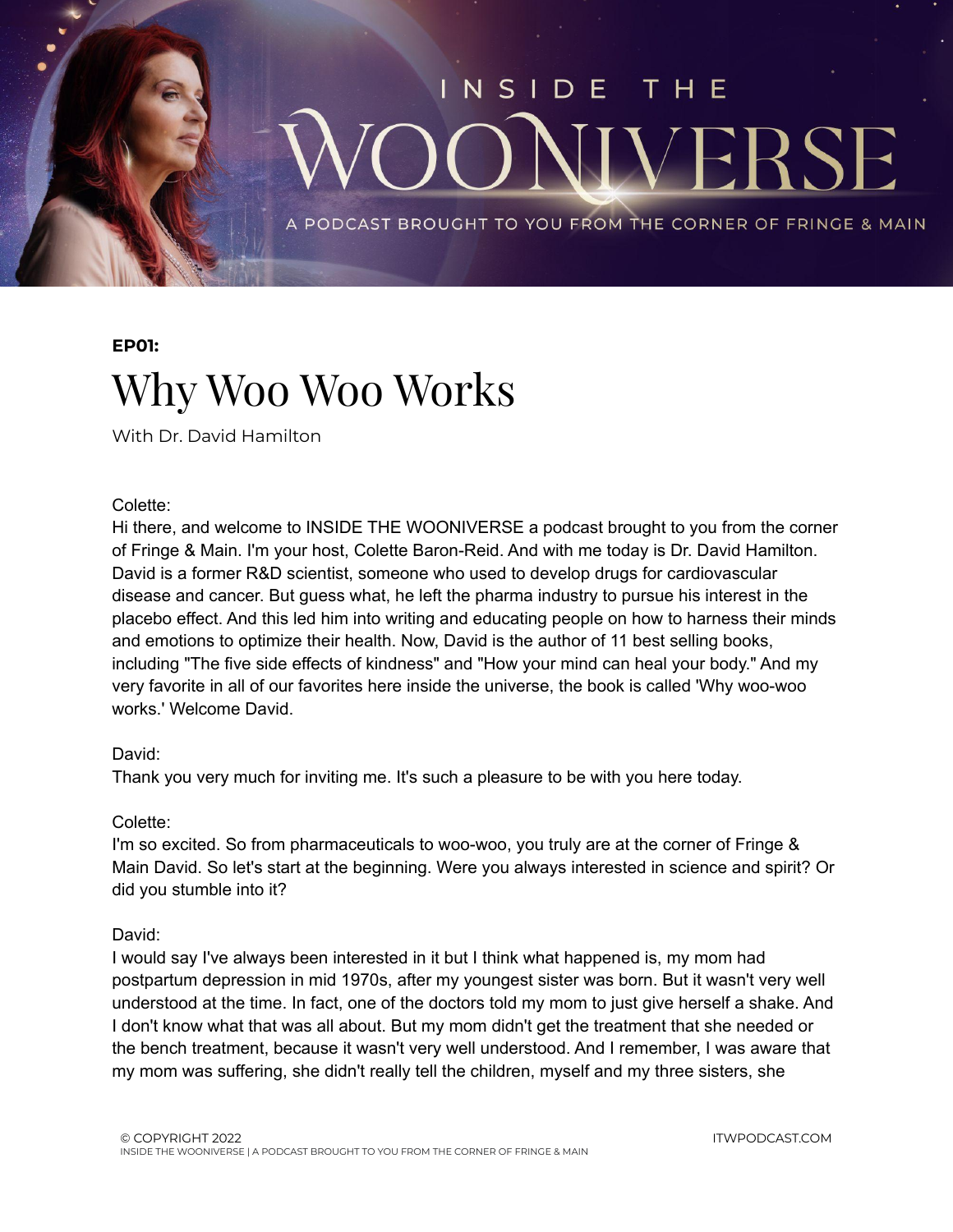# INSIDE THE WOONIVERSE

A PODCAST BROUGHT TO YOU FROM THE CORNER OF FRINGE & MAIN

**EP01:**

## Why Woo Woo Works

With Dr. David Hamilton

Colette:
Hi there, and welcome to INSIDE THE WOONIVERSE a podcast brought to you from the corner of Fringe & Main. I'm your host, Colette Baron-Reid. And with me today is Dr. David Hamilton. David is a former R&D scientist, someone who used to develop drugs for cardiovascular disease and cancer. But guess what, he left the pharma industry to pursue his interest in the placebo effect. And this led him into writing and educating people on how to harness their minds and emotions to optimize their health. Now, David is the author of 11 best selling books, including "The five side effects of kindness" and "How your mind can heal your body." And my very favorite in all of our favorites here inside the universe, the book is called 'Why woo-woo works.' Welcome David.

David:
Thank you very much for inviting me. It's such a pleasure to be with you here today.

Colette:
I'm so excited. So from pharmaceuticals to woo-woo, you truly are at the corner of Fringe & Main David. So let's start at the beginning. Were you always interested in science and spirit? Or did you stumble into it?

David:
I would say I've always been interested in it but I think what happened is, my mom had postpartum depression in mid 1970s, after my youngest sister was born. But it wasn't very well understood at the time. In fact, one of the doctors told my mom to just give herself a shake. And I don't know what that was all about. But my mom didn't get the treatment that she needed or the bench treatment, because it wasn't very well understood. And I remember, I was aware that my mom was suffering, she didn't really tell the children, myself and my three sisters, she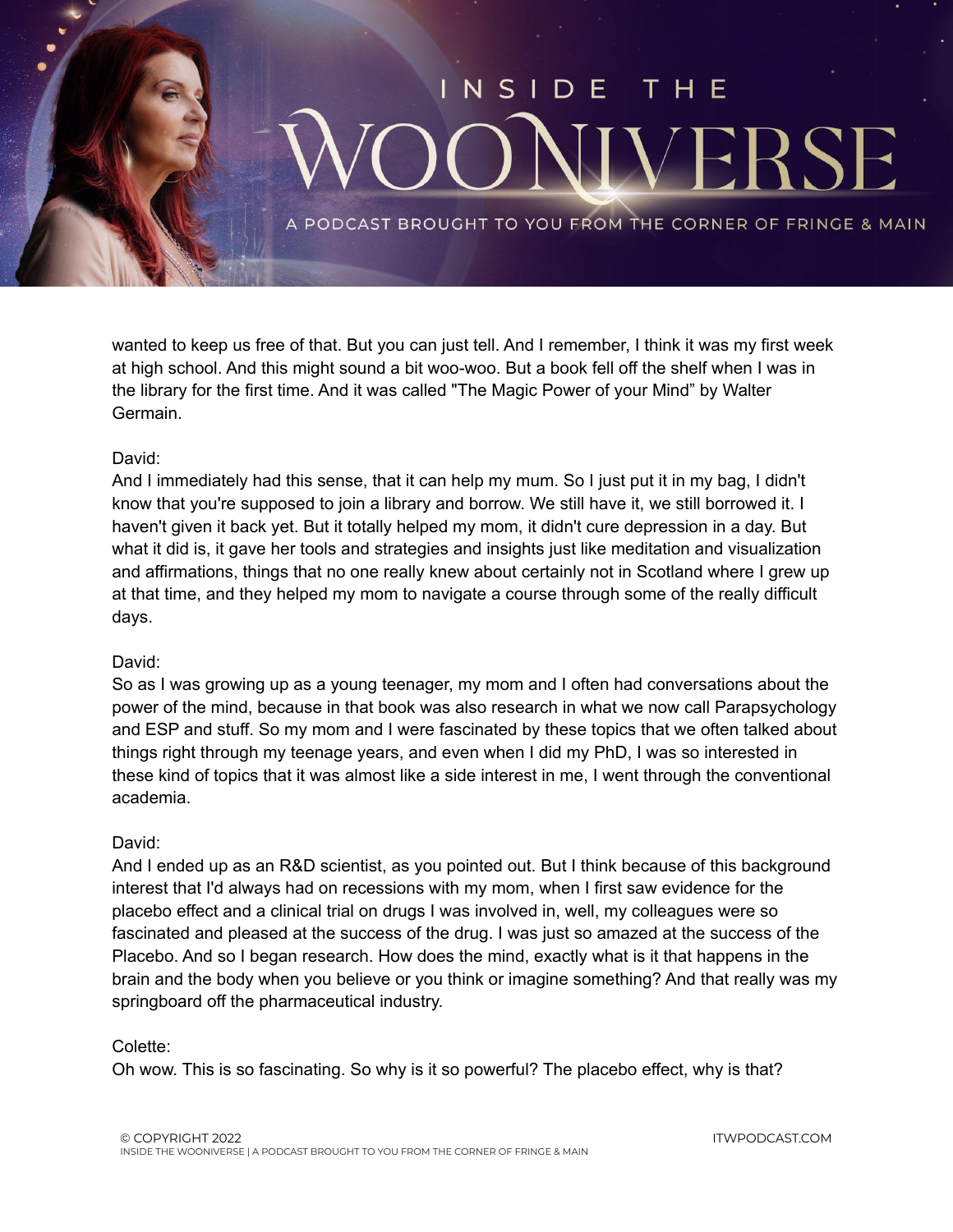wanted to keep us free of that. But you can just tell. And I remember, I think it was my first week at high school. And this might sound a bit woo-woo. But a book fell off the shelf when I was in the library for the first time. And it was called "The Magic Power of your Mind" by Walter Germain.

David:
And I immediately had this sense, that it can help my mum. So I just put it in my bag, I didn't know that you're supposed to join a library and borrow. We still have it, we still borrowed it. I haven't given it back yet. But it totally helped my mom, it didn't cure depression in a day. But what it did is, it gave her tools and strategies and insights just like meditation and visualization and affirmations, things that no one really knew about certainly not in Scotland where I grew up at that time, and they helped my mom to navigate a course through some of the really difficult days.

David:
So as I was growing up as a young teenager, my mom and I often had conversations about the power of the mind, because in that book was also research in what we now call Parapsychology and ESP and stuff. So my mom and I were fascinated by these topics that we often talked about things right through my teenage years, and even when I did my PhD, I was so interested in these kind of topics that it was almost like a side interest in me, I went through the conventional academia.

David:
And I ended up as an R&D scientist, as you pointed out. But I think because of this background interest that I'd always had on recessions with my mom, when I first saw evidence for the placebo effect and a clinical trial on drugs I was involved in, well, my colleagues were so fascinated and pleased at the success of the drug. I was just so amazed at the success of the Placebo. And so I began research. How does the mind, exactly what is it that happens in the brain and the body when you believe or you think or imagine something? And that really was my springboard off the pharmaceutical industry.

Colette:
Oh wow. This is so fascinating. So why is it so powerful? The placebo effect, why is that?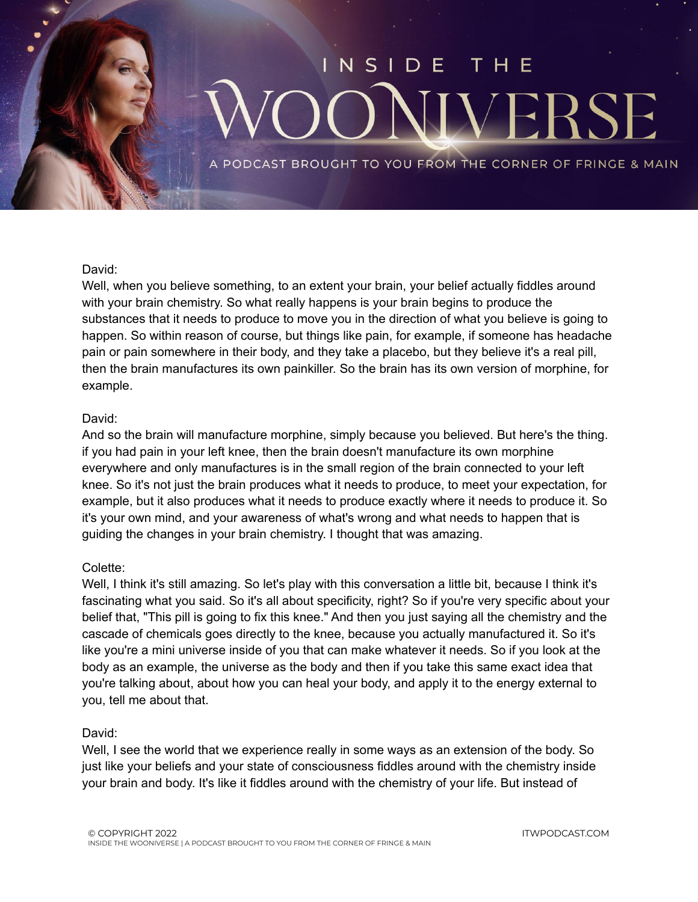David:
Well, when you believe something, to an extent your brain, your belief actually fiddles around with your brain chemistry. So what really happens is your brain begins to produce the substances that it needs to produce to move you in the direction of what you believe is going to happen. So within reason of course, but things like pain, for example, if someone has headache pain or pain somewhere in their body, and they take a placebo, but they believe it's a real pill, then the brain manufactures its own painkiller. So the brain has its own version of morphine, for example.

David:
And so the brain will manufacture morphine, simply because you believed. But here's the thing. if you had pain in your left knee, then the brain doesn't manufacture its own morphine everywhere and only manufactures is in the small region of the brain connected to your left knee. So it's not just the brain produces what it needs to produce, to meet your expectation, for example, but it also produces what it needs to produce exactly where it needs to produce it. So it's your own mind, and your awareness of what's wrong and what needs to happen that is guiding the changes in your brain chemistry. I thought that was amazing.

Colette:
Well, I think it's still amazing. So let's play with this conversation a little bit, because I think it's fascinating what you said. So it's all about specificity, right? So if you're very specific about your belief that, "This pill is going to fix this knee." And then you just saying all the chemistry and the cascade of chemicals goes directly to the knee, because you actually manufactured it. So it's like you're a mini universe inside of you that can make whatever it needs. So if you look at the body as an example, the universe as the body and then if you take this same exact idea that you're talking about, about how you can heal your body, and apply it to the energy external to you, tell me about that.

David:
Well, I see the world that we experience really in some ways as an extension of the body. So just like your beliefs and your state of consciousness fiddles around with the chemistry inside your brain and body. It's like it fiddles around with the chemistry of your life. But instead of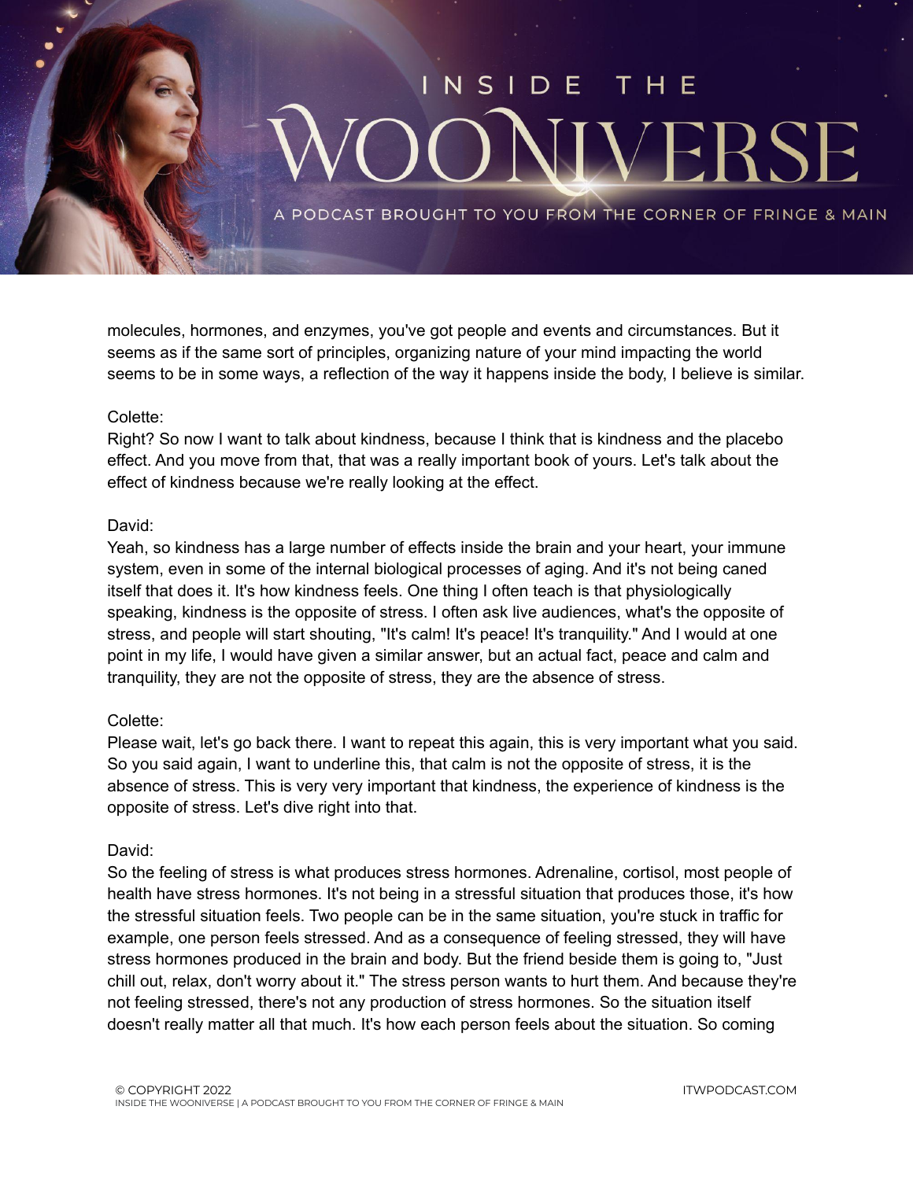molecules, hormones, and enzymes, you've got people and events and circumstances. But it seems as if the same sort of principles, organizing nature of your mind impacting the world seems to be in some ways, a reflection of the way it happens inside the body, I believe is similar.

Colette:
Right? So now I want to talk about kindness, because I think that is kindness and the placebo effect. And you move from that, that was a really important book of yours. Let's talk about the effect of kindness because we're really looking at the effect.

David:
Yeah, so kindness has a large number of effects inside the brain and your heart, your immune system, even in some of the internal biological processes of aging. And it's not being caned itself that does it. It's how kindness feels. One thing I often teach is that physiologically speaking, kindness is the opposite of stress. I often ask live audiences, what's the opposite of stress, and people will start shouting, "It's calm! It's peace! It's tranquility." And I would at one point in my life, I would have given a similar answer, but an actual fact, peace and calm and tranquility, they are not the opposite of stress, they are the absence of stress.

Colette:
Please wait, let's go back there. I want to repeat this again, this is very important what you said. So you said again, I want to underline this, that calm is not the opposite of stress, it is the absence of stress. This is very very important that kindness, the experience of kindness is the opposite of stress. Let's dive right into that.

David:
So the feeling of stress is what produces stress hormones. Adrenaline, cortisol, most people of health have stress hormones. It's not being in a stressful situation that produces those, it's how the stressful situation feels. Two people can be in the same situation, you're stuck in traffic for example, one person feels stressed. And as a consequence of feeling stressed, they will have stress hormones produced in the brain and body. But the friend beside them is going to, "Just chill out, relax, don't worry about it." The stress person wants to hurt them. And because they're not feeling stressed, there's not any production of stress hormones. So the situation itself doesn't really matter all that much. It's how each person feels about the situation. So coming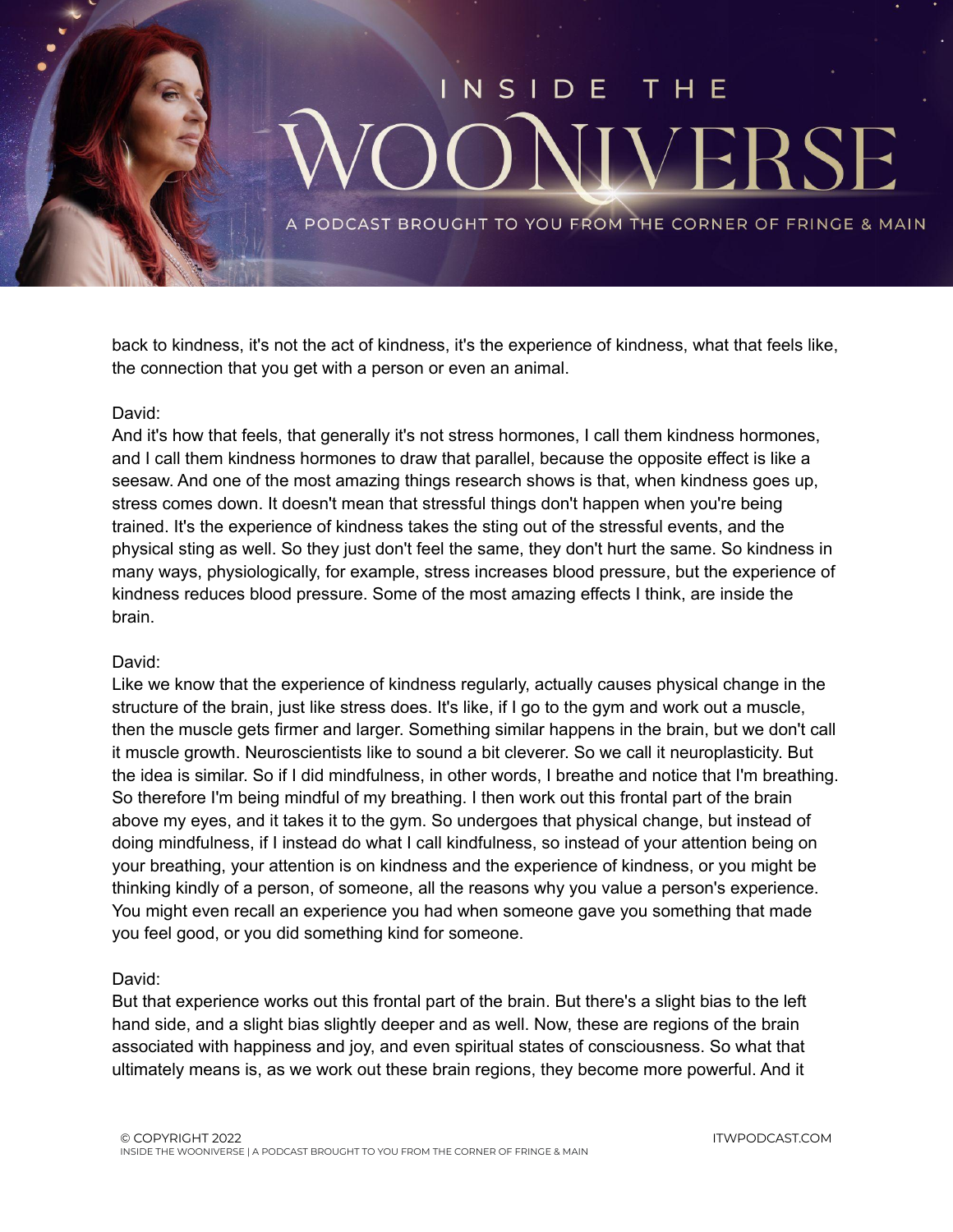back to kindness, it's not the act of kindness, it's the experience of kindness, what that feels like, the connection that you get with a person or even an animal.

David:
And it's how that feels, that generally it's not stress hormones, I call them kindness hormones, and I call them kindness hormones to draw that parallel, because the opposite effect is like a seesaw. And one of the most amazing things research shows is that, when kindness goes up, stress comes down. It doesn't mean that stressful things don't happen when you're being trained. It's the experience of kindness takes the sting out of the stressful events, and the physical sting as well. So they just don't feel the same, they don't hurt the same. So kindness in many ways, physiologically, for example, stress increases blood pressure, but the experience of kindness reduces blood pressure. Some of the most amazing effects I think, are inside the brain.

David:
Like we know that the experience of kindness regularly, actually causes physical change in the structure of the brain, just like stress does. It's like, if I go to the gym and work out a muscle, then the muscle gets firmer and larger. Something similar happens in the brain, but we don't call it muscle growth. Neuroscientists like to sound a bit cleverer. So we call it neuroplasticity. But the idea is similar. So if I did mindfulness, in other words, I breathe and notice that I'm breathing. So therefore I'm being mindful of my breathing. I then work out this frontal part of the brain above my eyes, and it takes it to the gym. So undergoes that physical change, but instead of doing mindfulness, if I instead do what I call kindfulness, so instead of your attention being on your breathing, your attention is on kindness and the experience of kindness, or you might be thinking kindly of a person, of someone, all the reasons why you value a person's experience. You might even recall an experience you had when someone gave you something that made you feel good, or you did something kind for someone.

David:
But that experience works out this frontal part of the brain. But there's a slight bias to the left hand side, and a slight bias slightly deeper and as well. Now, these are regions of the brain associated with happiness and joy, and even spiritual states of consciousness. So what that ultimately means is, as we work out these brain regions, they become more powerful. And it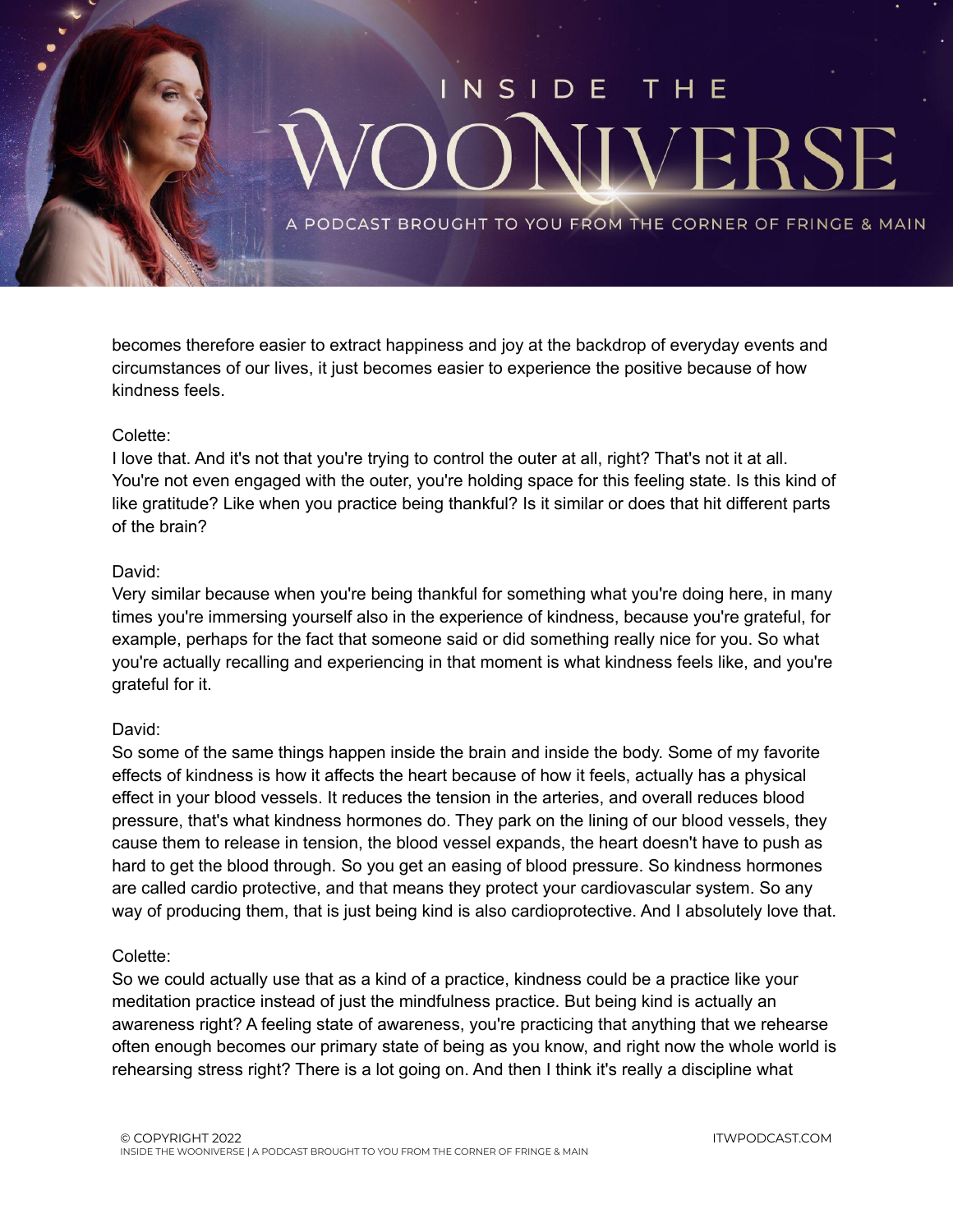becomes therefore easier to extract happiness and joy at the backdrop of everyday events and circumstances of our lives, it just becomes easier to experience the positive because of how kindness feels.

Colette:
I love that. And it's not that you're trying to control the outer at all, right? That's not it at all. You're not even engaged with the outer, you're holding space for this feeling state. Is this kind of like gratitude? Like when you practice being thankful? Is it similar or does that hit different parts of the brain?

David:
Very similar because when you're being thankful for something what you're doing here, in many times you're immersing yourself also in the experience of kindness, because you're grateful, for example, perhaps for the fact that someone said or did something really nice for you. So what you're actually recalling and experiencing in that moment is what kindness feels like, and you're grateful for it.

David:
So some of the same things happen inside the brain and inside the body. Some of my favorite effects of kindness is how it affects the heart because of how it feels, actually has a physical effect in your blood vessels. It reduces the tension in the arteries, and overall reduces blood pressure, that's what kindness hormones do. They park on the lining of our blood vessels, they cause them to release in tension, the blood vessel expands, the heart doesn't have to push as hard to get the blood through. So you get an easing of blood pressure. So kindness hormones are called cardio protective, and that means they protect your cardiovascular system. So any way of producing them, that is just being kind is also cardioprotective. And I absolutely love that.

Colette:
So we could actually use that as a kind of a practice, kindness could be a practice like your meditation practice instead of just the mindfulness practice. But being kind is actually an awareness right? A feeling state of awareness, you're practicing that anything that we rehearse often enough becomes our primary state of being as you know, and right now the whole world is rehearsing stress right? There is a lot going on. And then I think it's really a discipline what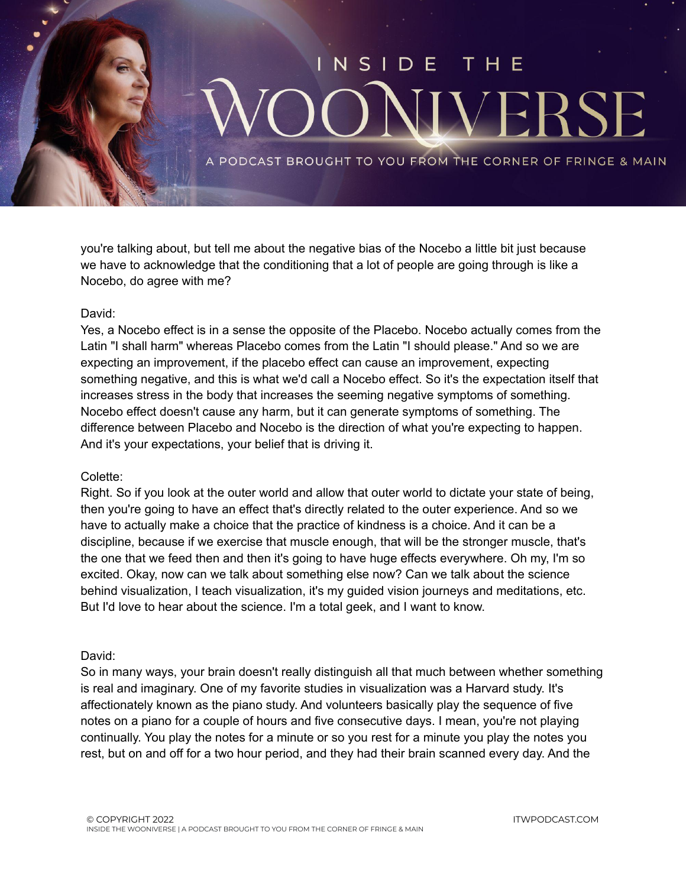you're talking about, but tell me about the negative bias of the Nocebo a little bit just because we have to acknowledge that the conditioning that a lot of people are going through is like a Nocebo, do agree with me?

David:
Yes, a Nocebo effect is in a sense the opposite of the Placebo. Nocebo actually comes from the Latin "I shall harm" whereas Placebo comes from the Latin "I should please." And so we are expecting an improvement, if the placebo effect can cause an improvement, expecting something negative, and this is what we'd call a Nocebo effect. So it's the expectation itself that increases stress in the body that increases the seeming negative symptoms of something. Nocebo effect doesn't cause any harm, but it can generate symptoms of something. The difference between Placebo and Nocebo is the direction of what you're expecting to happen. And it's your expectations, your belief that is driving it.

Colette:
Right. So if you look at the outer world and allow that outer world to dictate your state of being, then you're going to have an effect that's directly related to the outer experience. And so we have to actually make a choice that the practice of kindness is a choice. And it can be a discipline, because if we exercise that muscle enough, that will be the stronger muscle, that's the one that we feed then and then it's going to have huge effects everywhere. Oh my, I'm so excited. Okay, now can we talk about something else now? Can we talk about the science behind visualization, I teach visualization, it's my guided vision journeys and meditations, etc. But I'd love to hear about the science. I'm a total geek, and I want to know.

David:
So in many ways, your brain doesn't really distinguish all that much between whether something is real and imaginary. One of my favorite studies in visualization was a Harvard study. It's affectionately known as the piano study. And volunteers basically play the sequence of five notes on a piano for a couple of hours and five consecutive days. I mean, you're not playing continually. You play the notes for a minute or so you rest for a minute you play the notes you rest, but on and off for a two hour period, and they had their brain scanned every day. And the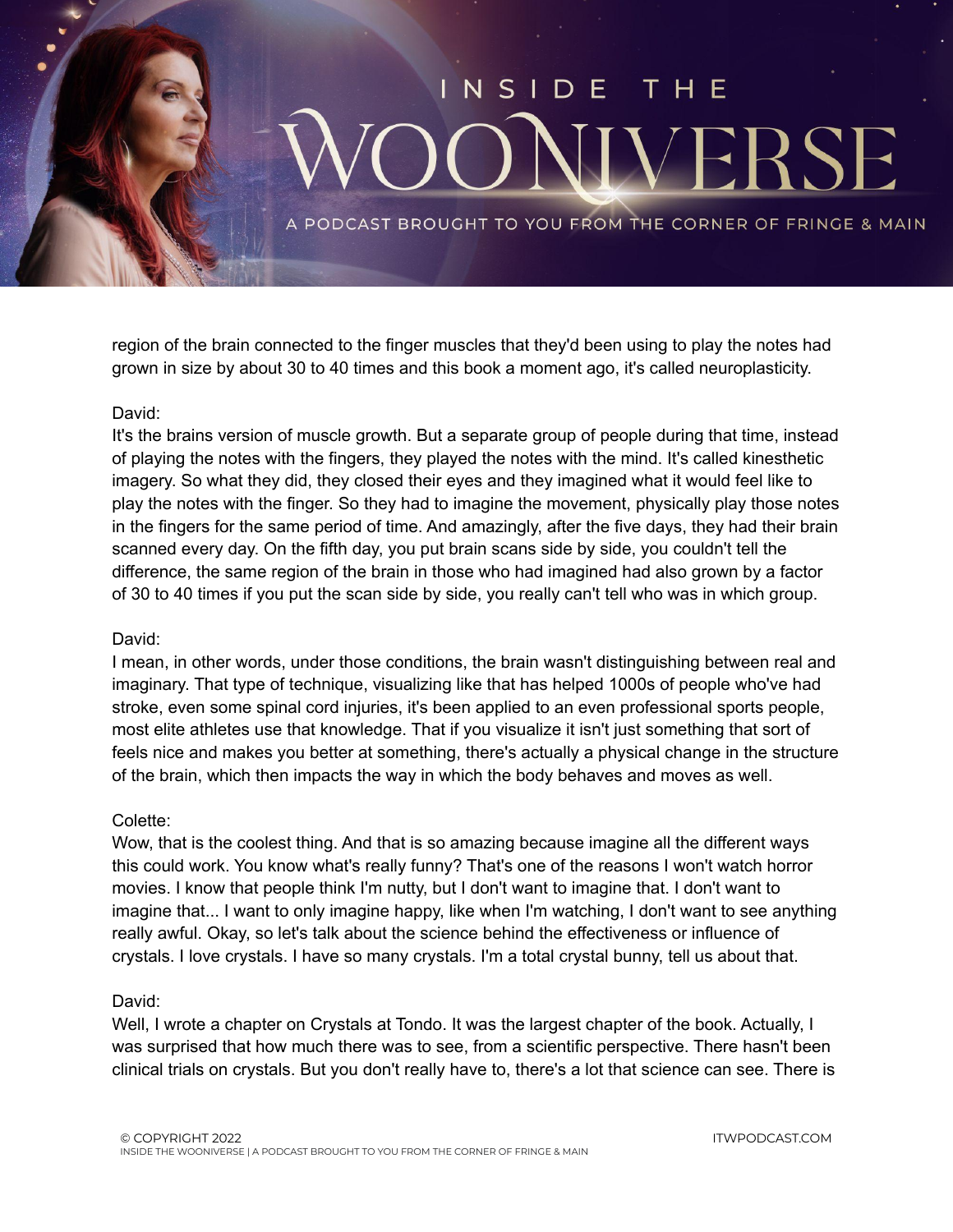region of the brain connected to the finger muscles that they'd been using to play the notes had grown in size by about 30 to 40 times and this book a moment ago, it's called neuroplasticity.

David:
It's the brains version of muscle growth. But a separate group of people during that time, instead of playing the notes with the fingers, they played the notes with the mind. It's called kinesthetic imagery. So what they did, they closed their eyes and they imagined what it would feel like to play the notes with the finger. So they had to imagine the movement, physically play those notes in the fingers for the same period of time. And amazingly, after the five days, they had their brain scanned every day. On the fifth day, you put brain scans side by side, you couldn't tell the difference, the same region of the brain in those who had imagined had also grown by a factor of 30 to 40 times if you put the scan side by side, you really can't tell who was in which group.

David:
I mean, in other words, under those conditions, the brain wasn't distinguishing between real and imaginary. That type of technique, visualizing like that has helped 1000s of people who've had stroke, even some spinal cord injuries, it's been applied to an even professional sports people, most elite athletes use that knowledge. That if you visualize it isn't just something that sort of feels nice and makes you better at something, there's actually a physical change in the structure of the brain, which then impacts the way in which the body behaves and moves as well.

Colette:
Wow, that is the coolest thing. And that is so amazing because imagine all the different ways this could work. You know what's really funny? That's one of the reasons I won't watch horror movies. I know that people think I'm nutty, but I don't want to imagine that. I don't want to imagine that... I want to only imagine happy, like when I'm watching, I don't want to see anything really awful. Okay, so let's talk about the science behind the effectiveness or influence of crystals. I love crystals. I have so many crystals. I'm a total crystal bunny, tell us about that.

David:
Well, I wrote a chapter on Crystals at Tondo. It was the largest chapter of the book. Actually, I was surprised that how much there was to see, from a scientific perspective. There hasn't been clinical trials on crystals. But you don't really have to, there's a lot that science can see. There is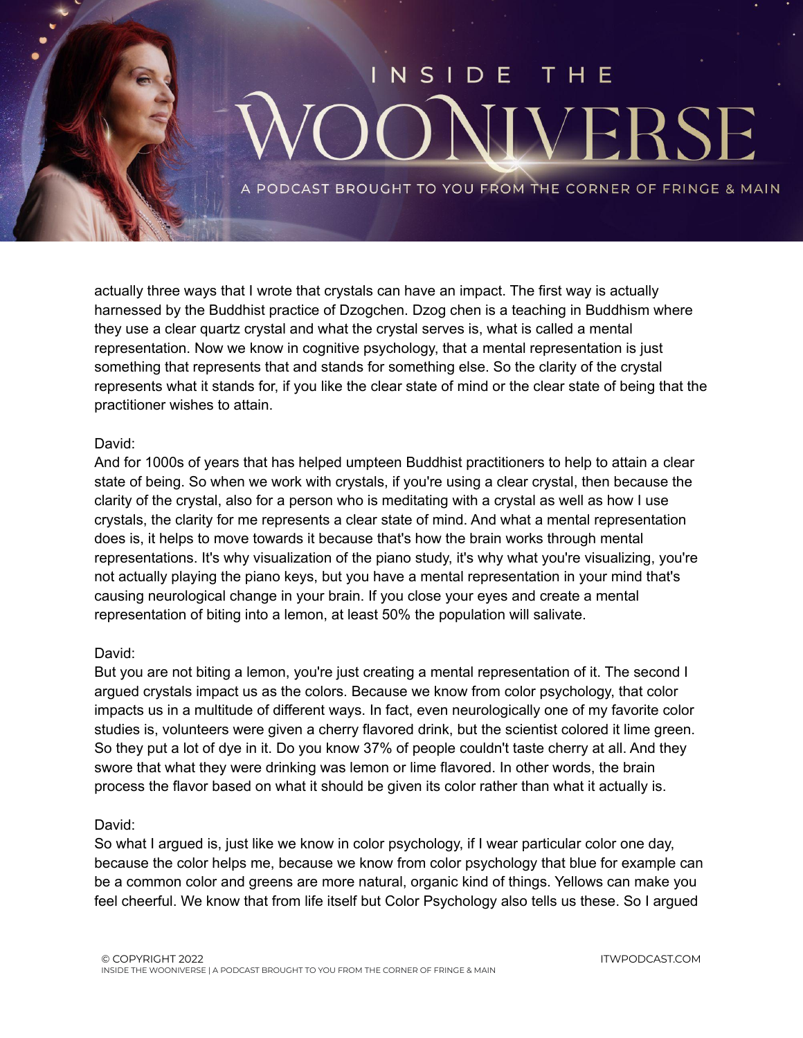actually three ways that I wrote that crystals can have an impact. The first way is actually harnessed by the Buddhist practice of Dzogchen. Dzog chen is a teaching in Buddhism where they use a clear quartz crystal and what the crystal serves is, what is called a mental representation. Now we know in cognitive psychology, that a mental representation is just something that represents that and stands for something else. So the clarity of the crystal represents what it stands for, if you like the clear state of mind or the clear state of being that the practitioner wishes to attain.

David:
And for 1000s of years that has helped umpteen Buddhist practitioners to help to attain a clear state of being. So when we work with crystals, if you're using a clear crystal, then because the clarity of the crystal, also for a person who is meditating with a crystal as well as how I use crystals, the clarity for me represents a clear state of mind. And what a mental representation does is, it helps to move towards it because that's how the brain works through mental representations. It's why visualization of the piano study, it's why what you're visualizing, you're not actually playing the piano keys, but you have a mental representation in your mind that's causing neurological change in your brain. If you close your eyes and create a mental representation of biting into a lemon, at least 50% the population will salivate.

David:
But you are not biting a lemon, you're just creating a mental representation of it. The second I argued crystals impact us as the colors. Because we know from color psychology, that color impacts us in a multitude of different ways. In fact, even neurologically one of my favorite color studies is, volunteers were given a cherry flavored drink, but the scientist colored it lime green. So they put a lot of dye in it. Do you know 37% of people couldn't taste cherry at all. And they swore that what they were drinking was lemon or lime flavored. In other words, the brain process the flavor based on what it should be given its color rather than what it actually is.

David:
So what I argued is, just like we know in color psychology, if I wear particular color one day, because the color helps me, because we know from color psychology that blue for example can be a common color and greens are more natural, organic kind of things. Yellows can make you feel cheerful. We know that from life itself but Color Psychology also tells us these. So I argued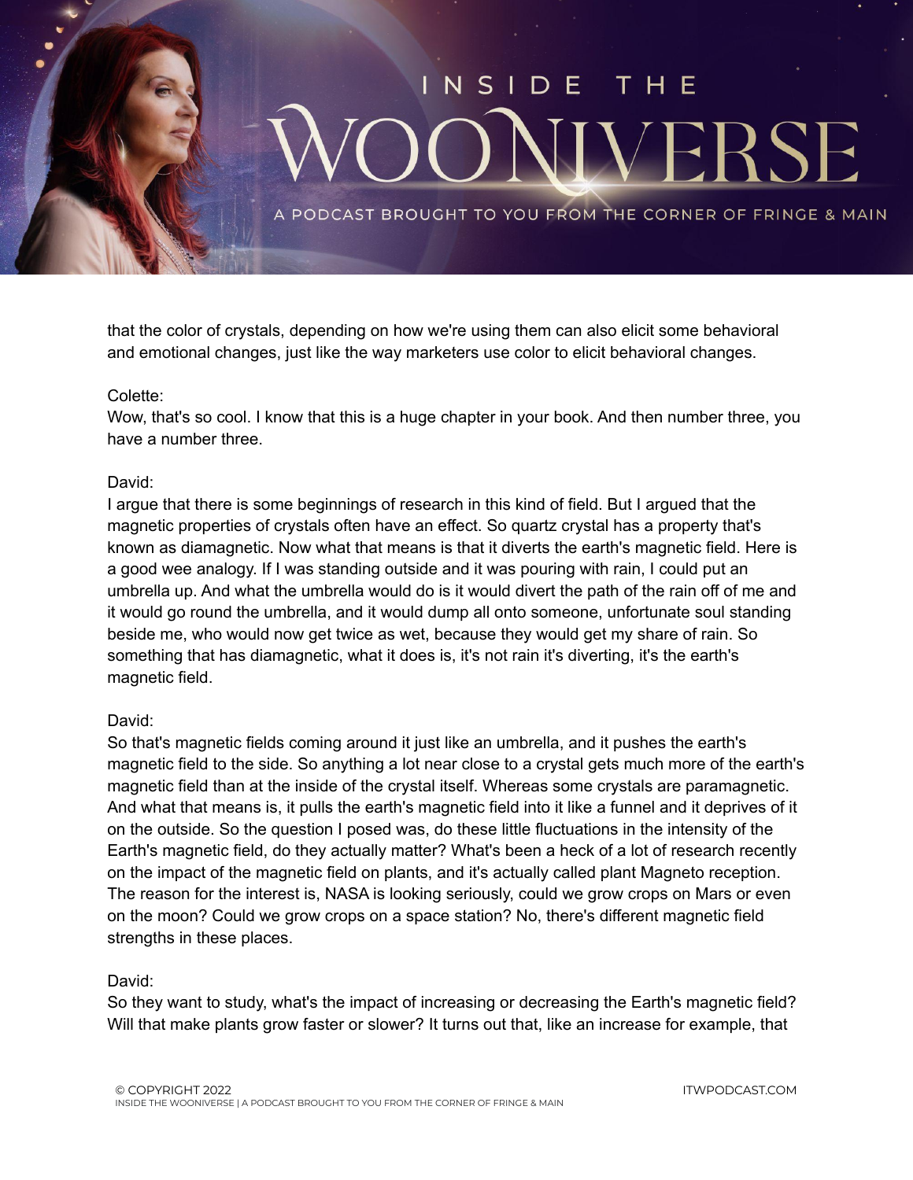that the color of crystals, depending on how we're using them can also elicit some behavioral and emotional changes, just like the way marketers use color to elicit behavioral changes.

Colette:
Wow, that's so cool. I know that this is a huge chapter in your book. And then number three, you have a number three.

David:
I argue that there is some beginnings of research in this kind of field. But I argued that the magnetic properties of crystals often have an effect. So quartz crystal has a property that's known as diamagnetic. Now what that means is that it diverts the earth's magnetic field. Here is a good wee analogy. If I was standing outside and it was pouring with rain, I could put an umbrella up. And what the umbrella would do is it would divert the path of the rain off of me and it would go round the umbrella, and it would dump all onto someone, unfortunate soul standing beside me, who would now get twice as wet, because they would get my share of rain. So something that has diamagnetic, what it does is, it's not rain it's diverting, it's the earth's magnetic field.

David:
So that's magnetic fields coming around it just like an umbrella, and it pushes the earth's magnetic field to the side. So anything a lot near close to a crystal gets much more of the earth's magnetic field than at the inside of the crystal itself. Whereas some crystals are paramagnetic. And what that means is, it pulls the earth's magnetic field into it like a funnel and it deprives of it on the outside. So the question I posed was, do these little fluctuations in the intensity of the Earth's magnetic field, do they actually matter? What's been a heck of a lot of research recently on the impact of the magnetic field on plants, and it's actually called plant Magneto reception. The reason for the interest is, NASA is looking seriously, could we grow crops on Mars or even on the moon? Could we grow crops on a space station? No, there's different magnetic field strengths in these places.

David:
So they want to study, what's the impact of increasing or decreasing the Earth's magnetic field? Will that make plants grow faster or slower? It turns out that, like an increase for example, that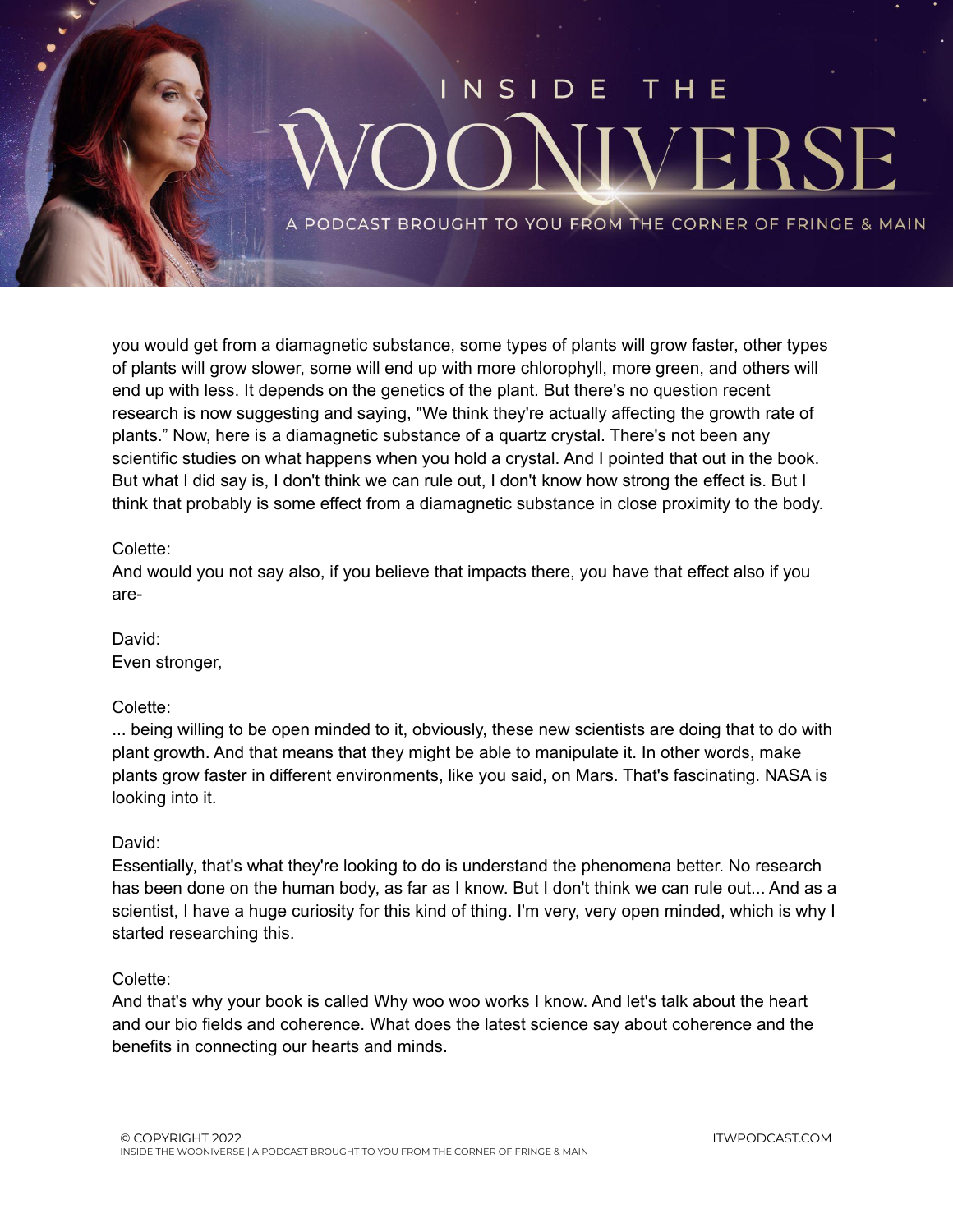you would get from a diamagnetic substance, some types of plants will grow faster, other types of plants will grow slower, some will end up with more chlorophyll, more green, and others will end up with less. It depends on the genetics of the plant. But there's no question recent research is now suggesting and saying, "We think they're actually affecting the growth rate of plants." Now, here is a diamagnetic substance of a quartz crystal. There's not been any scientific studies on what happens when you hold a crystal. And I pointed that out in the book. But what I did say is, I don't think we can rule out, I don't know how strong the effect is. But I think that probably is some effect from a diamagnetic substance in close proximity to the body.

Colette:
And would you not say also, if you believe that impacts there, you have that effect also if you are-

David:
Even stronger,

Colette:
... being willing to be open minded to it, obviously, these new scientists are doing that to do with plant growth. And that means that they might be able to manipulate it. In other words, make plants grow faster in different environments, like you said, on Mars. That's fascinating. NASA is looking into it.

David:
Essentially, that's what they're looking to do is understand the phenomena better. No research has been done on the human body, as far as I know. But I don't think we can rule out... And as a scientist, I have a huge curiosity for this kind of thing. I'm very, very open minded, which is why I started researching this.

Colette:
And that's why your book is called Why woo woo works I know. And let's talk about the heart and our bio fields and coherence. What does the latest science say about coherence and the benefits in connecting our hearts and minds.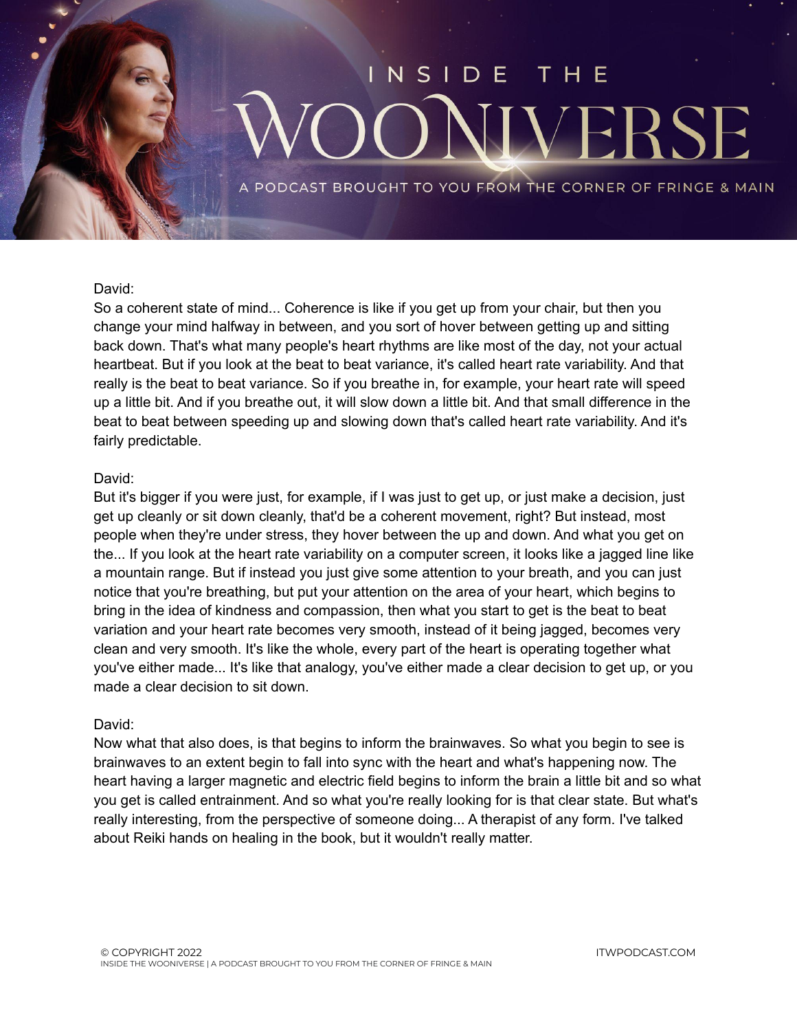David:
So a coherent state of mind... Coherence is like if you get up from your chair, but then you change your mind halfway in between, and you sort of hover between getting up and sitting back down. That's what many people's heart rhythms are like most of the day, not your actual heartbeat. But if you look at the beat to beat variance, it's called heart rate variability. And that really is the beat to beat variance. So if you breathe in, for example, your heart rate will speed up a little bit. And if you breathe out, it will slow down a little bit. And that small difference in the beat to beat between speeding up and slowing down that's called heart rate variability. And it's fairly predictable.

David:
But it's bigger if you were just, for example, if I was just to get up, or just make a decision, just get up cleanly or sit down cleanly, that'd be a coherent movement, right? But instead, most people when they're under stress, they hover between the up and down. And what you get on the... If you look at the heart rate variability on a computer screen, it looks like a jagged line like a mountain range. But if instead you just give some attention to your breath, and you can just notice that you're breathing, but put your attention on the area of your heart, which begins to bring in the idea of kindness and compassion, then what you start to get is the beat to beat variation and your heart rate becomes very smooth, instead of it being jagged, becomes very clean and very smooth. It's like the whole, every part of the heart is operating together what you've either made... It's like that analogy, you've either made a clear decision to get up, or you made a clear decision to sit down.

David:
Now what that also does, is that begins to inform the brainwaves. So what you begin to see is brainwaves to an extent begin to fall into sync with the heart and what's happening now. The heart having a larger magnetic and electric field begins to inform the brain a little bit and so what you get is called entrainment. And so what you're really looking for is that clear state. But what's really interesting, from the perspective of someone doing... A therapist of any form. I've talked about Reiki hands on healing in the book, but it wouldn't really matter.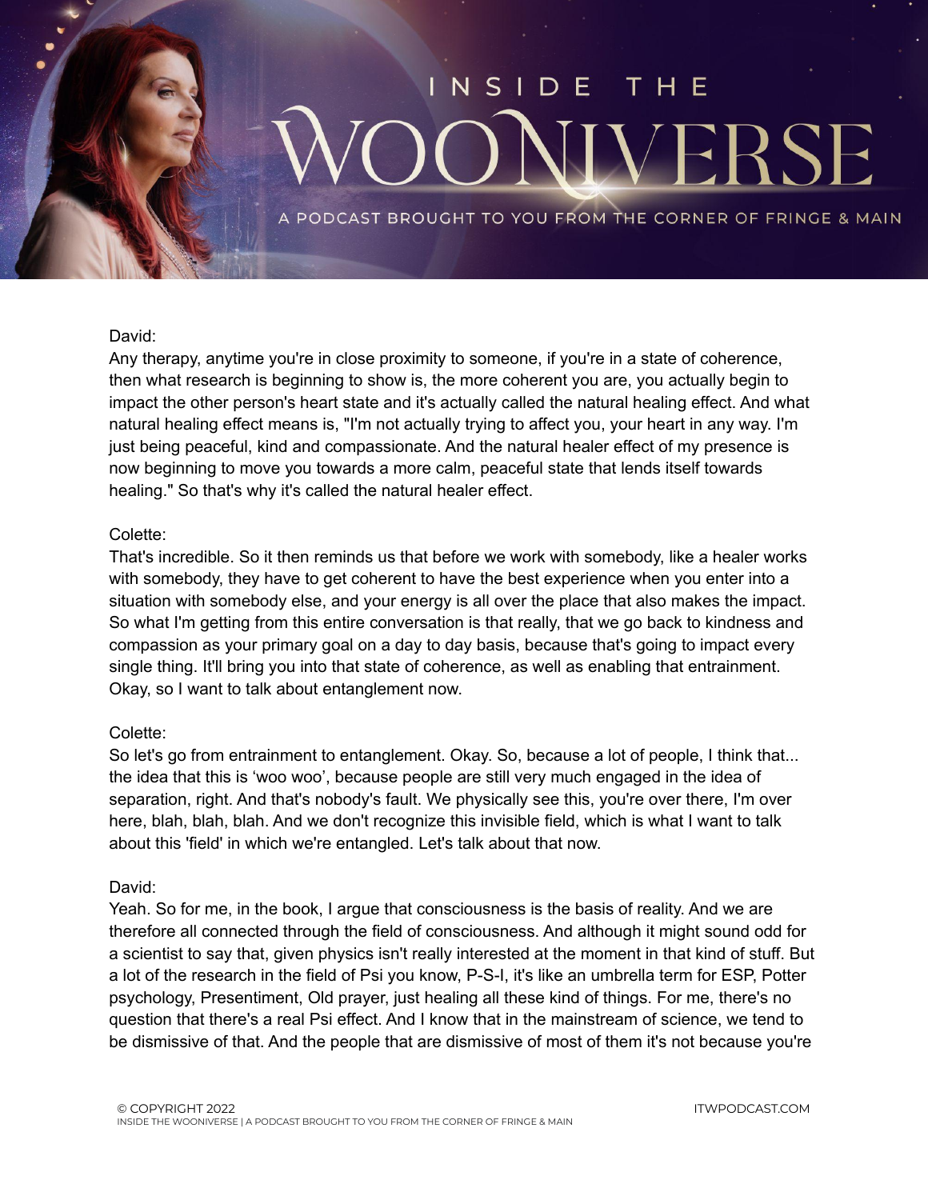David:

Any therapy, anytime you're in close proximity to someone, if you're in a state of coherence, then what research is beginning to show is, the more coherent you are, you actually begin to impact the other person's heart state and it's actually called the natural healing effect. And what natural healing effect means is, "I'm not actually trying to affect you, your heart in any way. I'm just being peaceful, kind and compassionate. And the natural healer effect of my presence is now beginning to move you towards a more calm, peaceful state that lends itself towards healing." So that's why it's called the natural healer effect.

Colette:

That's incredible. So it then reminds us that before we work with somebody, like a healer works with somebody, they have to get coherent to have the best experience when you enter into a situation with somebody else, and your energy is all over the place that also makes the impact. So what I'm getting from this entire conversation is that really, that we go back to kindness and compassion as your primary goal on a day to day basis, because that's going to impact every single thing. It'll bring you into that state of coherence, as well as enabling that entrainment. Okay, so I want to talk about entanglement now.

Colette:

So let's go from entrainment to entanglement. Okay. So, because a lot of people, I think that... the idea that this is 'woo woo', because people are still very much engaged in the idea of separation, right. And that's nobody's fault. We physically see this, you're over there, I'm over here, blah, blah, blah. And we don't recognize this invisible field, which is what I want to talk about this 'field' in which we're entangled. Let's talk about that now.

David:

Yeah. So for me, in the book, I argue that consciousness is the basis of reality. And we are therefore all connected through the field of consciousness. And although it might sound odd for a scientist to say that, given physics isn't really interested at the moment in that kind of stuff. But a lot of the research in the field of Psi you know, P-S-I, it's like an umbrella term for ESP, Potter psychology, Presentiment, Old prayer, just healing all these kind of things. For me, there's no question that there's a real Psi effect. And I know that in the mainstream of science, we tend to be dismissive of that. And the people that are dismissive of most of them it's not because you're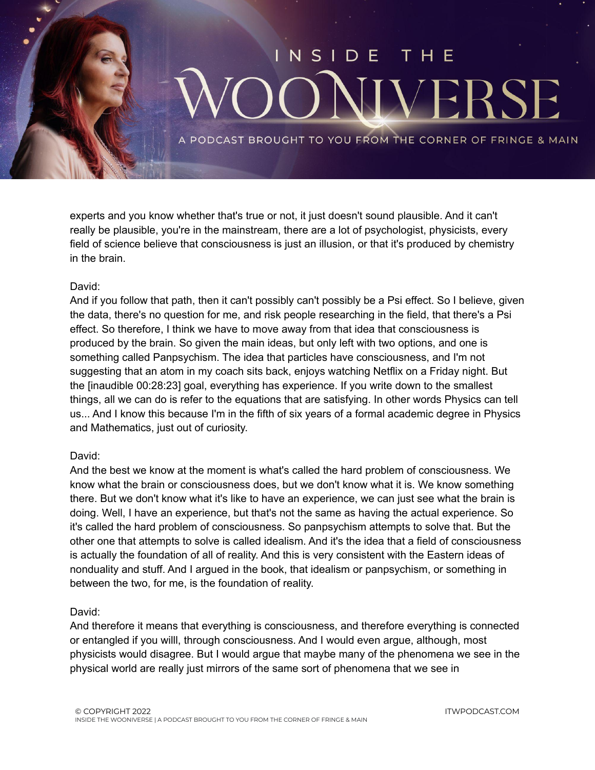experts and you know whether that's true or not, it just doesn't sound plausible. And it can't really be plausible, you're in the mainstream, there are a lot of psychologist, physicists, every field of science believe that consciousness is just an illusion, or that it's produced by chemistry in the brain.

David:
And if you follow that path, then it can't possibly can't possibly be a Psi effect. So I believe, given the data, there's no question for me, and risk people researching in the field, that there's a Psi effect. So therefore, I think we have to move away from that idea that consciousness is produced by the brain. So given the main ideas, but only left with two options, and one is something called Panpsychism. The idea that particles have consciousness, and I'm not suggesting that an atom in my coach sits back, enjoys watching Netflix on a Friday night. But the [inaudible 00:28:23] goal, everything has experience. If you write down to the smallest things, all we can do is refer to the equations that are satisfying. In other words Physics can tell us... And I know this because I'm in the fifth of six years of a formal academic degree in Physics and Mathematics, just out of curiosity.

David:
And the best we know at the moment is what's called the hard problem of consciousness. We know what the brain or consciousness does, but we don't know what it is. We know something there. But we don't know what it's like to have an experience, we can just see what the brain is doing. Well, I have an experience, but that's not the same as having the actual experience. So it's called the hard problem of consciousness. So panpsychism attempts to solve that. But the other one that attempts to solve is called idealism. And it's the idea that a field of consciousness is actually the foundation of all of reality. And this is very consistent with the Eastern ideas of nonduality and stuff. And I argued in the book, that idealism or panpsychism, or something in between the two, for me, is the foundation of reality.

David:
And therefore it means that everything is consciousness, and therefore everything is connected or entangled if you willl, through consciousness. And I would even argue, although, most physicists would disagree. But I would argue that maybe many of the phenomena we see in the physical world are really just mirrors of the same sort of phenomena that we see in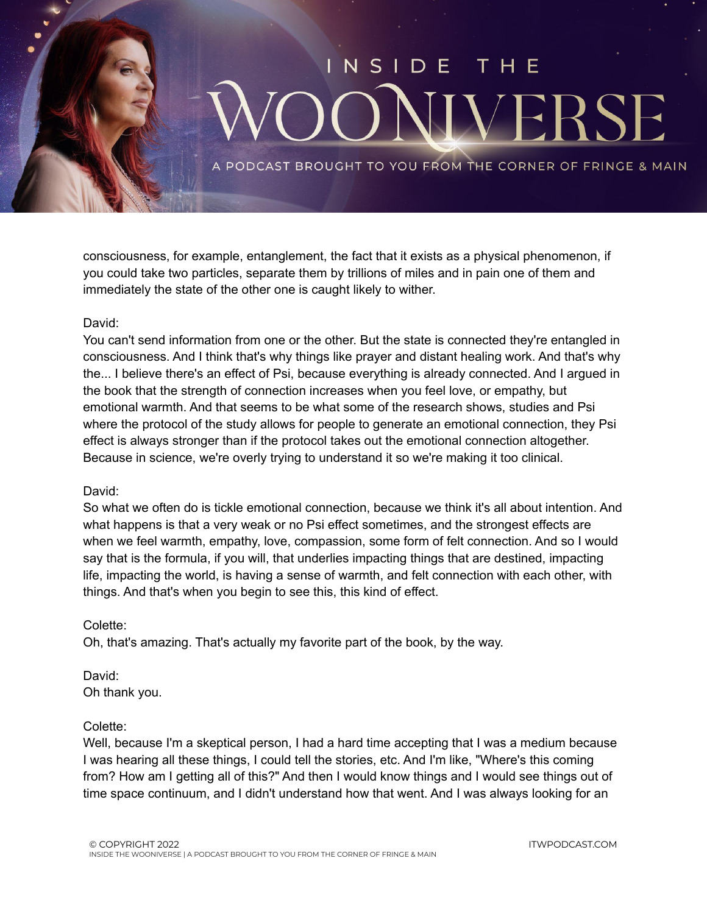consciousness, for example, entanglement, the fact that it exists as a physical phenomenon, if you could take two particles, separate them by trillions of miles and in pain one of them and immediately the state of the other one is caught likely to wither.

David:
You can't send information from one or the other. But the state is connected they're entangled in consciousness. And I think that's why things like prayer and distant healing work. And that's why the... I believe there's an effect of Psi, because everything is already connected. And I argued in the book that the strength of connection increases when you feel love, or empathy, but emotional warmth. And that seems to be what some of the research shows, studies and Psi where the protocol of the study allows for people to generate an emotional connection, they Psi effect is always stronger than if the protocol takes out the emotional connection altogether. Because in science, we're overly trying to understand it so we're making it too clinical.

David:
So what we often do is tickle emotional connection, because we think it's all about intention. And what happens is that a very weak or no Psi effect sometimes, and the strongest effects are when we feel warmth, empathy, love, compassion, some form of felt connection. And so I would say that is the formula, if you will, that underlies impacting things that are destined, impacting life, impacting the world, is having a sense of warmth, and felt connection with each other, with things. And that's when you begin to see this, this kind of effect.

Colette:
Oh, that's amazing. That's actually my favorite part of the book, by the way.

David:
Oh thank you.

Colette:
Well, because I'm a skeptical person, I had a hard time accepting that I was a medium because I was hearing all these things, I could tell the stories, etc. And I'm like, "Where's this coming from? How am I getting all of this?" And then I would know things and I would see things out of time space continuum, and I didn't understand how that went. And I was always looking for an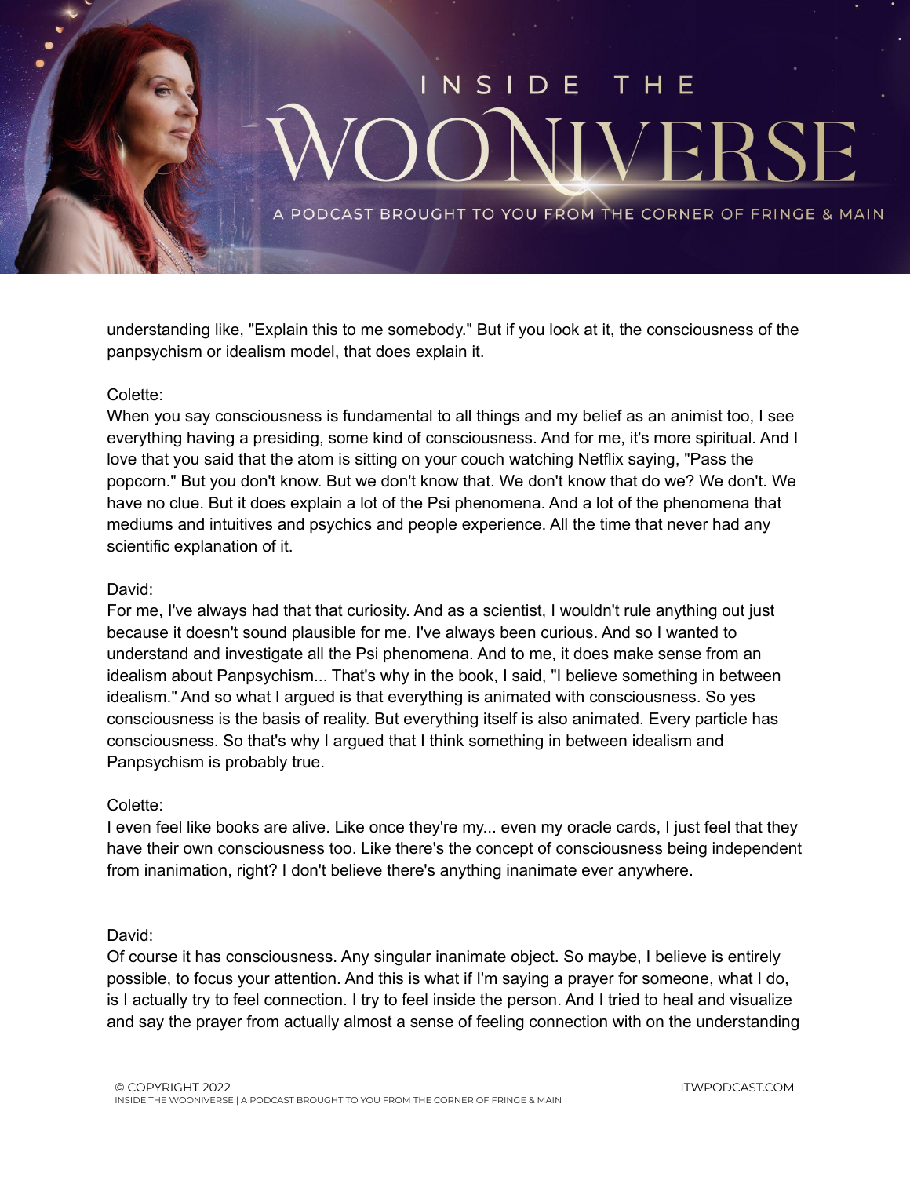understanding like, "Explain this to me somebody." But if you look at it, the consciousness of the panpsychism or idealism model, that does explain it.

Colette:
When you say consciousness is fundamental to all things and my belief as an animist too, I see everything having a presiding, some kind of consciousness. And for me, it's more spiritual. And I love that you said that the atom is sitting on your couch watching Netflix saying, "Pass the popcorn." But you don't know. But we don't know that. We don't know that do we? We don't. We have no clue. But it does explain a lot of the Psi phenomena. And a lot of the phenomena that mediums and intuitives and psychics and people experience. All the time that never had any scientific explanation of it.

David:
For me, I've always had that that curiosity. And as a scientist, I wouldn't rule anything out just because it doesn't sound plausible for me. I've always been curious. And so I wanted to understand and investigate all the Psi phenomena. And to me, it does make sense from an idealism about Panpsychism... That's why in the book, I said, "I believe something in between idealism." And so what I argued is that everything is animated with consciousness. So yes consciousness is the basis of reality. But everything itself is also animated. Every particle has consciousness. So that's why I argued that I think something in between idealism and Panpsychism is probably true.

Colette:
I even feel like books are alive. Like once they're my... even my oracle cards, I just feel that they have their own consciousness too. Like there's the concept of consciousness being independent from inanimation, right? I don't believe there's anything inanimate ever anywhere.

David:
Of course it has consciousness. Any singular inanimate object. So maybe, I believe is entirely possible, to focus your attention. And this is what if I'm saying a prayer for someone, what I do, is I actually try to feel connection. I try to feel inside the person. And I tried to heal and visualize and say the prayer from actually almost a sense of feeling connection with on the understanding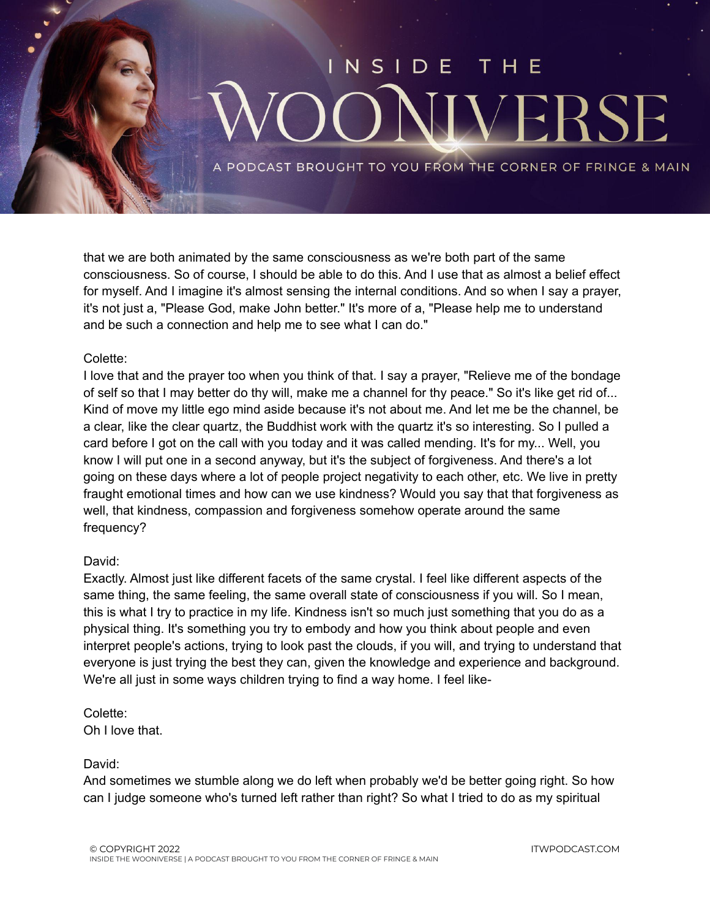that we are both animated by the same consciousness as we're both part of the same consciousness. So of course, I should be able to do this. And I use that as almost a belief effect for myself. And I imagine it's almost sensing the internal conditions. And so when I say a prayer, it's not just a, "Please God, make John better." It's more of a, "Please help me to understand and be such a connection and help me to see what I can do."

Colette:
I love that and the prayer too when you think of that. I say a prayer, "Relieve me of the bondage of self so that I may better do thy will, make me a channel for thy peace." So it's like get rid of... Kind of move my little ego mind aside because it's not about me. And let me be the channel, be a clear, like the clear quartz, the Buddhist work with the quartz it's so interesting. So I pulled a card before I got on the call with you today and it was called mending. It's for my... Well, you know I will put one in a second anyway, but it's the subject of forgiveness. And there's a lot going on these days where a lot of people project negativity to each other, etc. We live in pretty fraught emotional times and how can we use kindness? Would you say that that forgiveness as well, that kindness, compassion and forgiveness somehow operate around the same frequency?

David:
Exactly. Almost just like different facets of the same crystal. I feel like different aspects of the same thing, the same feeling, the same overall state of consciousness if you will. So I mean, this is what I try to practice in my life. Kindness isn't so much just something that you do as a physical thing. It's something you try to embody and how you think about people and even interpret people's actions, trying to look past the clouds, if you will, and trying to understand that everyone is just trying the best they can, given the knowledge and experience and background. We're all just in some ways children trying to find a way home. I feel like-

Colette:
Oh I love that.

David:
And sometimes we stumble along we do left when probably we'd be better going right. So how can I judge someone who's turned left rather than right? So what I tried to do as my spiritual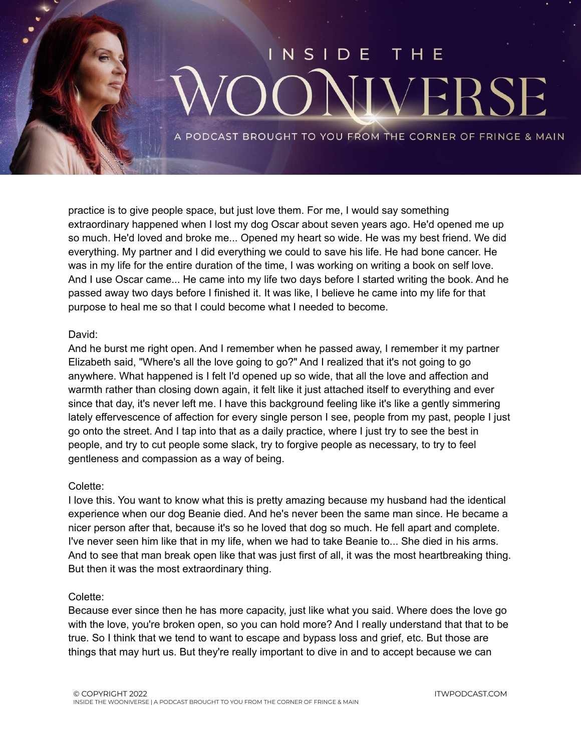practice is to give people space, but just love them. For me, I would say something extraordinary happened when I lost my dog Oscar about seven years ago. He'd opened me up so much. He'd loved and broke me... Opened my heart so wide. He was my best friend. We did everything. My partner and I did everything we could to save his life. He had bone cancer. He was in my life for the entire duration of the time, I was working on writing a book on self love. And I use Oscar came... He came into my life two days before I started writing the book. And he passed away two days before I finished it. It was like, I believe he came into my life for that purpose to heal me so that I could become what I needed to become.

David:
And he burst me right open. And I remember when he passed away, I remember it my partner Elizabeth said, "Where's all the love going to go?" And I realized that it's not going to go anywhere. What happened is I felt I'd opened up so wide, that all the love and affection and warmth rather than closing down again, it felt like it just attached itself to everything and ever since that day, it's never left me. I have this background feeling like it's like a gently simmering lately effervescence of affection for every single person I see, people from my past, people I just go onto the street. And I tap into that as a daily practice, where I just try to see the best in people, and try to cut people some slack, try to forgive people as necessary, to try to feel gentleness and compassion as a way of being.

Colette:
I love this. You want to know what this is pretty amazing because my husband had the identical experience when our dog Beanie died. And he's never been the same man since. He became a nicer person after that, because it's so he loved that dog so much. He fell apart and complete. I've never seen him like that in my life, when we had to take Beanie to... She died in his arms. And to see that man break open like that was just first of all, it was the most heartbreaking thing. But then it was the most extraordinary thing.

Colette:
Because ever since then he has more capacity, just like what you said. Where does the love go with the love, you're broken open, so you can hold more? And I really understand that that to be true. So I think that we tend to want to escape and bypass loss and grief, etc. But those are things that may hurt us. But they're really important to dive in and to accept because we can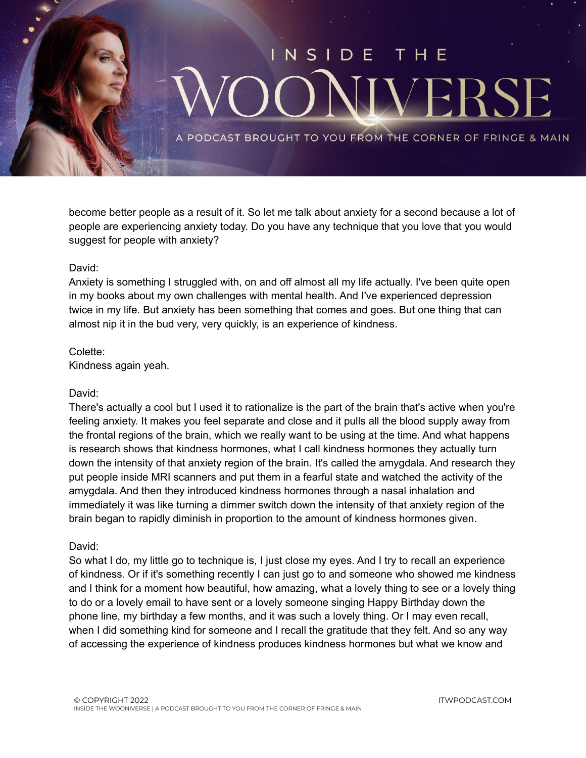become better people as a result of it. So let me talk about anxiety for a second because a lot of people are experiencing anxiety today. Do you have any technique that you love that you would suggest for people with anxiety?

David:
Anxiety is something I struggled with, on and off almost all my life actually. I've been quite open in my books about my own challenges with mental health. And I've experienced depression twice in my life. But anxiety has been something that comes and goes. But one thing that can almost nip it in the bud very, very quickly, is an experience of kindness.

Colette:
Kindness again yeah.

David:
There's actually a cool but I used it to rationalize is the part of the brain that's active when you're feeling anxiety. It makes you feel separate and close and it pulls all the blood supply away from the frontal regions of the brain, which we really want to be using at the time. And what happens is research shows that kindness hormones, what I call kindness hormones they actually turn down the intensity of that anxiety region of the brain. It's called the amygdala. And research they put people inside MRI scanners and put them in a fearful state and watched the activity of the amygdala. And then they introduced kindness hormones through a nasal inhalation and immediately it was like turning a dimmer switch down the intensity of that anxiety region of the brain began to rapidly diminish in proportion to the amount of kindness hormones given.

David:
So what I do, my little go to technique is, I just close my eyes. And I try to recall an experience of kindness. Or if it's something recently I can just go to and someone who showed me kindness and I think for a moment how beautiful, how amazing, what a lovely thing to see or a lovely thing to do or a lovely email to have sent or a lovely someone singing Happy Birthday down the phone line, my birthday a few months, and it was such a lovely thing. Or I may even recall, when I did something kind for someone and I recall the gratitude that they felt. And so any way of accessing the experience of kindness produces kindness hormones but what we know and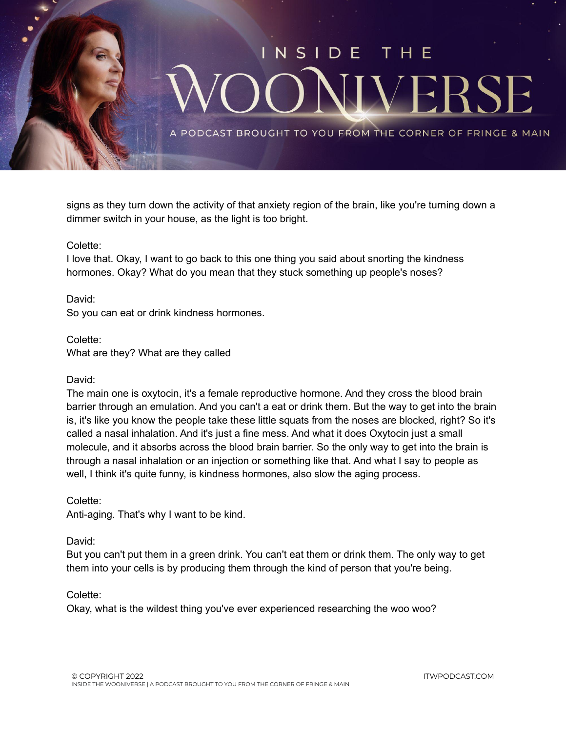signs as they turn down the activity of that anxiety region of the brain, like you're turning down a dimmer switch in your house, as the light is too bright.

Colette:
I love that. Okay, I want to go back to this one thing you said about snorting the kindness hormones. Okay? What do you mean that they stuck something up people's noses?

David:
So you can eat or drink kindness hormones.

Colette:
What are they? What are they called

David:
The main one is oxytocin, it's a female reproductive hormone. And they cross the blood brain barrier through an emulation. And you can't a eat or drink them. But the way to get into the brain is, it's like you know the people take these little squats from the noses are blocked, right? So it's called a nasal inhalation. And it's just a fine mess. And what it does Oxytocin just a small molecule, and it absorbs across the blood brain barrier. So the only way to get into the brain is through a nasal inhalation or an injection or something like that. And what I say to people as well, I think it's quite funny, is kindness hormones, also slow the aging process.

Colette:
Anti-aging. That's why I want to be kind.

David:
But you can't put them in a green drink. You can't eat them or drink them. The only way to get them into your cells is by producing them through the kind of person that you're being.

Colette:
Okay, what is the wildest thing you've ever experienced researching the woo woo?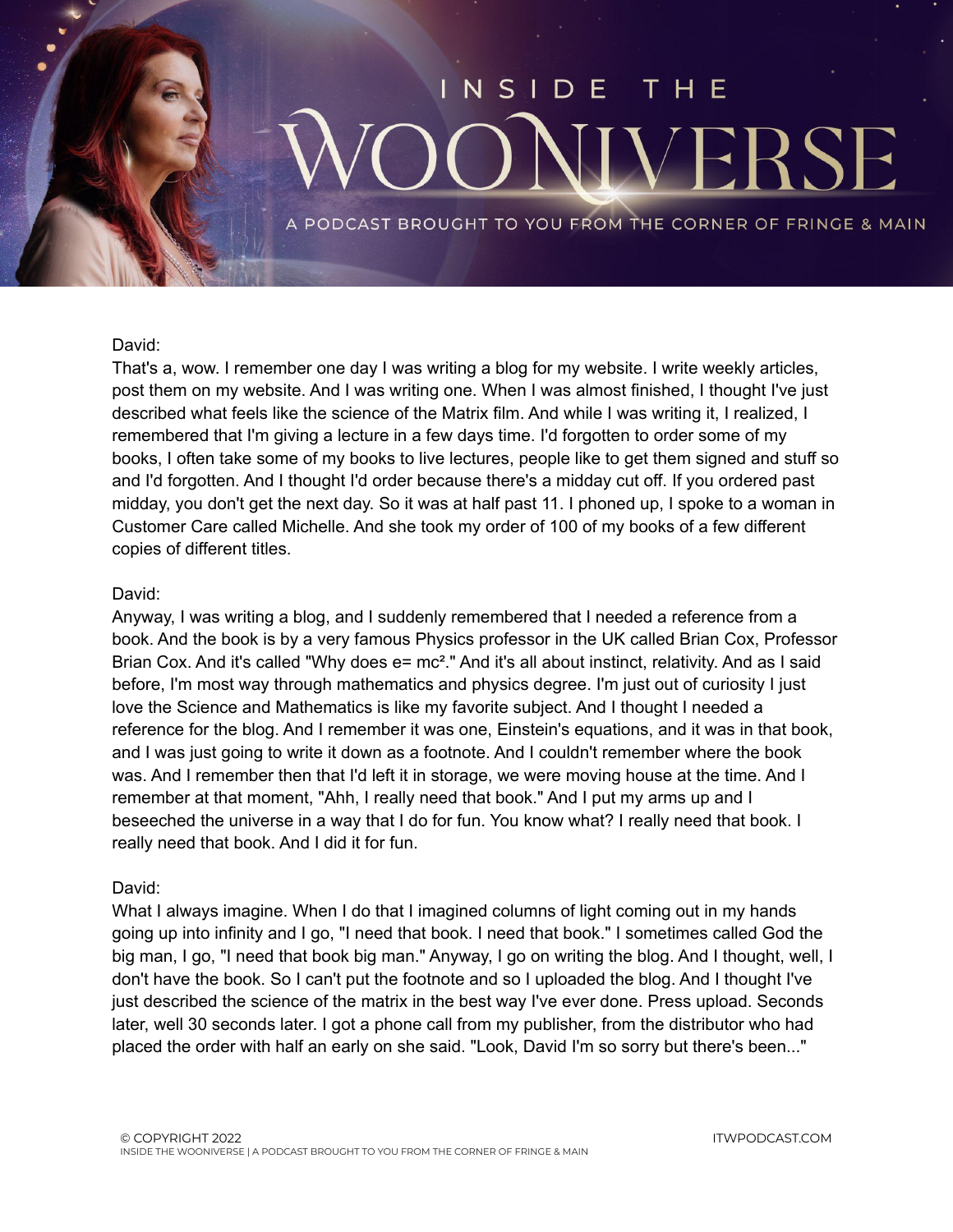David:
That's a, wow. I remember one day I was writing a blog for my website. I write weekly articles, post them on my website. And I was writing one. When I was almost finished, I thought I've just described what feels like the science of the Matrix film. And while I was writing it, I realized, I remembered that I'm giving a lecture in a few days time. I'd forgotten to order some of my books, I often take some of my books to live lectures, people like to get them signed and stuff so and I'd forgotten. And I thought I'd order because there's a midday cut off. If you ordered past midday, you don't get the next day. So it was at half past 11. I phoned up, I spoke to a woman in Customer Care called Michelle. And she took my order of 100 of my books of a few different copies of different titles.

David:
Anyway, I was writing a blog, and I suddenly remembered that I needed a reference from a book. And the book is by a very famous Physics professor in the UK called Brian Cox, Professor Brian Cox. And it's called "Why does $e= mc^2$." And it's all about instinct, relativity. And as I said before, I'm most way through mathematics and physics degree. I'm just out of curiosity I just love the Science and Mathematics is like my favorite subject. And I thought I needed a reference for the blog. And I remember it was one, Einstein's equations, and it was in that book, and I was just going to write it down as a footnote. And I couldn't remember where the book was. And I remember then that I'd left it in storage, we were moving house at the time. And I remember at that moment, "Ahh, I really need that book." And I put my arms up and I beseeched the universe in a way that I do for fun. You know what? I really need that book. I really need that book. And I did it for fun.

David:
What I always imagine. When I do that I imagined columns of light coming out in my hands going up into infinity and I go, "I need that book. I need that book." I sometimes called God the big man, I go, "I need that book big man." Anyway, I go on writing the blog. And I thought, well, I don't have the book. So I can't put the footnote and so I uploaded the blog. And I thought I've just described the science of the matrix in the best way I've ever done. Press upload. Seconds later, well 30 seconds later. I got a phone call from my publisher, from the distributor who had placed the order with half an early on she said. "Look, David I'm so sorry but there's been..."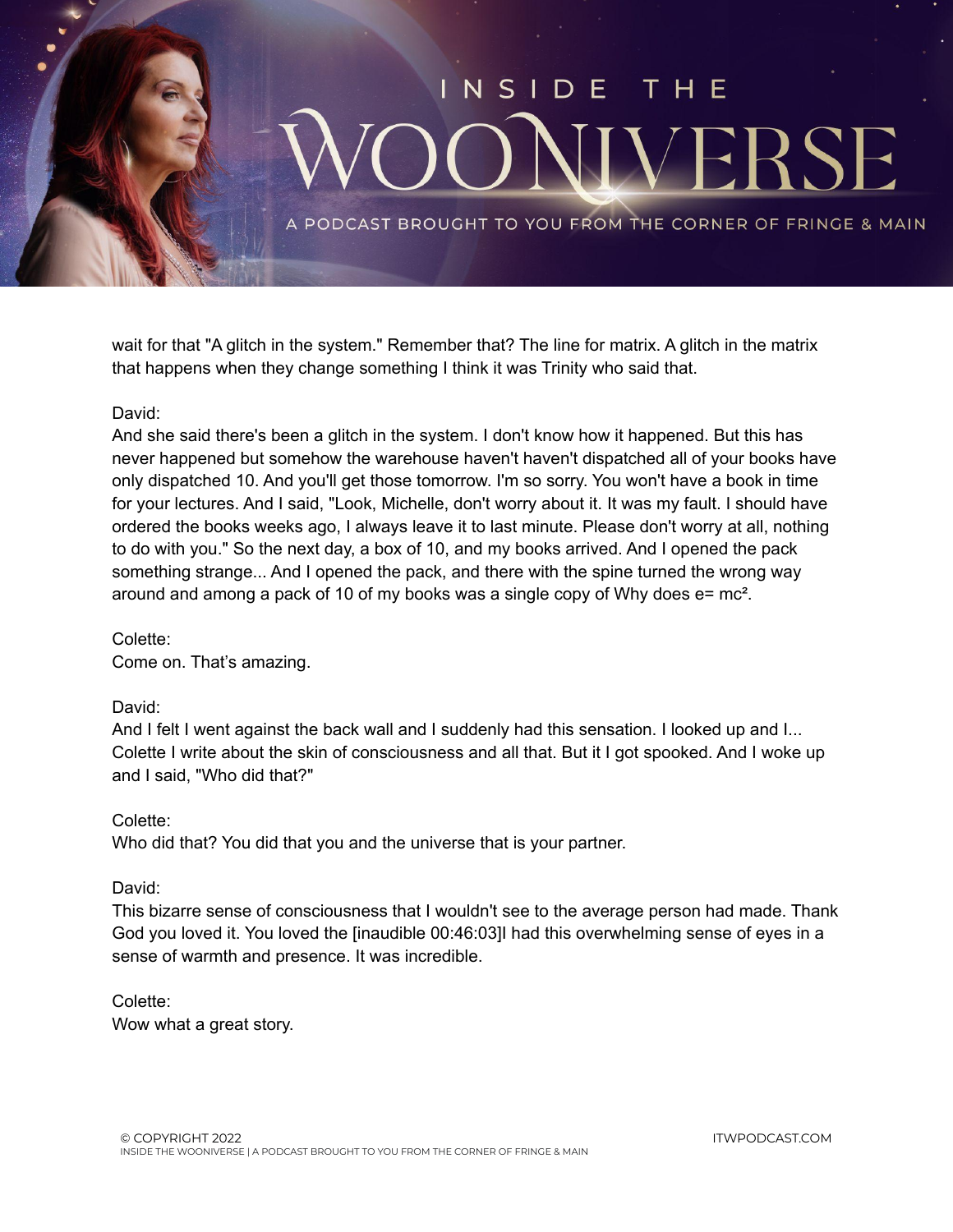wait for that "A glitch in the system." Remember that? The line for matrix. A glitch in the matrix that happens when they change something I think it was Trinity who said that.

David:
And she said there's been a glitch in the system. I don't know how it happened. But this has never happened but somehow the warehouse haven't haven't dispatched all of your books have only dispatched 10. And you'll get those tomorrow. I'm so sorry. You won't have a book in time for your lectures. And I said, "Look, Michelle, don't worry about it. It was my fault. I should have ordered the books weeks ago, I always leave it to last minute. Please don't worry at all, nothing to do with you." So the next day, a box of 10, and my books arrived. And I opened the pack something strange... And I opened the pack, and there with the spine turned the wrong way around and among a pack of 10 of my books was a single copy of Why does $e= mc^2$.

Colette:
Come on. That's amazing.

David:
And I felt I went against the back wall and I suddenly had this sensation. I looked up and I... Colette I write about the skin of consciousness and all that. But it I got spooked. And I woke up and I said, "Who did that?"

Colette:
Who did that? You did that you and the universe that is your partner.

David:
This bizarre sense of consciousness that I wouldn't see to the average person had made. Thank God you loved it. You loved the [inaudible 00:46:03]I had this overwhelming sense of eyes in a sense of warmth and presence. It was incredible.

Colette:
Wow what a great story.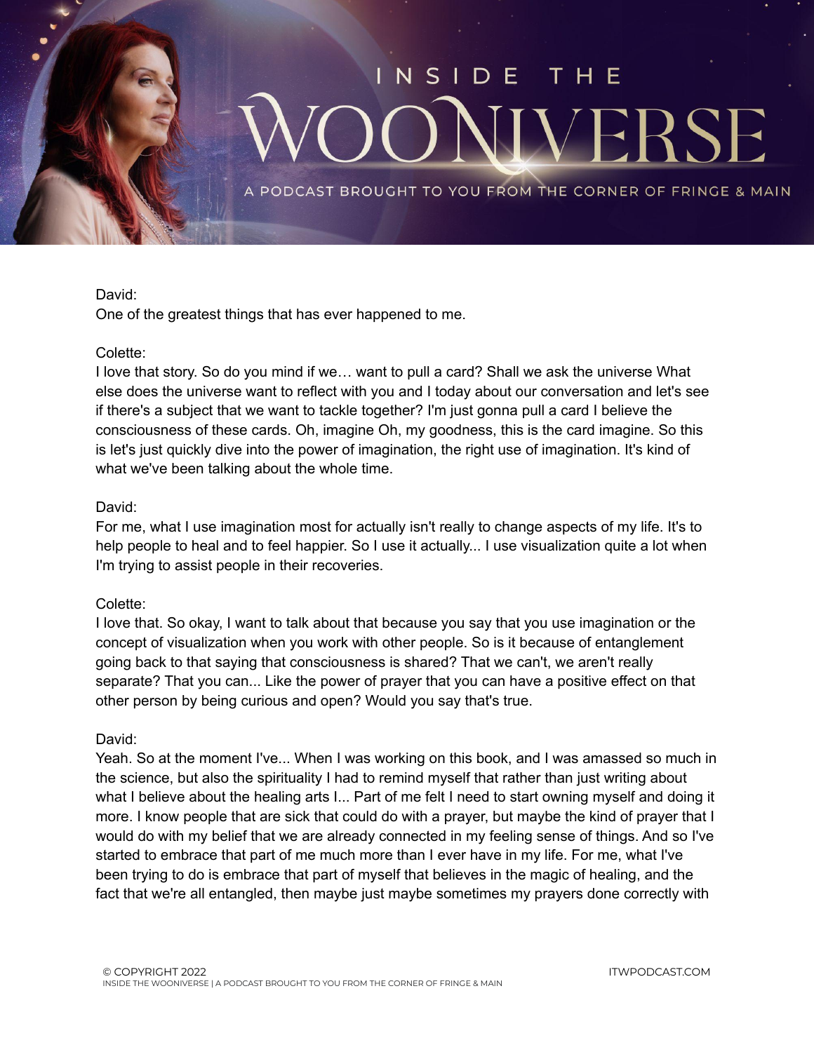David:
One of the greatest things that has ever happened to me.

Colette:
I love that story. So do you mind if we… want to pull a card? Shall we ask the universe What else does the universe want to reflect with you and I today about our conversation and let's see if there's a subject that we want to tackle together? I'm just gonna pull a card I believe the consciousness of these cards. Oh, imagine Oh, my goodness, this is the card imagine. So this is let's just quickly dive into the power of imagination, the right use of imagination. It's kind of what we've been talking about the whole time.

David:
For me, what I use imagination most for actually isn't really to change aspects of my life. It's to help people to heal and to feel happier. So I use it actually... I use visualization quite a lot when I'm trying to assist people in their recoveries.

Colette:
I love that. So okay, I want to talk about that because you say that you use imagination or the concept of visualization when you work with other people. So is it because of entanglement going back to that saying that consciousness is shared? That we can't, we aren't really separate? That you can... Like the power of prayer that you can have a positive effect on that other person by being curious and open? Would you say that's true.

David:
Yeah. So at the moment I've... When I was working on this book, and I was amassed so much in the science, but also the spirituality I had to remind myself that rather than just writing about what I believe about the healing arts I... Part of me felt I need to start owning myself and doing it more. I know people that are sick that could do with a prayer, but maybe the kind of prayer that I would do with my belief that we are already connected in my feeling sense of things. And so I've started to embrace that part of me much more than I ever have in my life. For me, what I've been trying to do is embrace that part of myself that believes in the magic of healing, and the fact that we're all entangled, then maybe just maybe sometimes my prayers done correctly with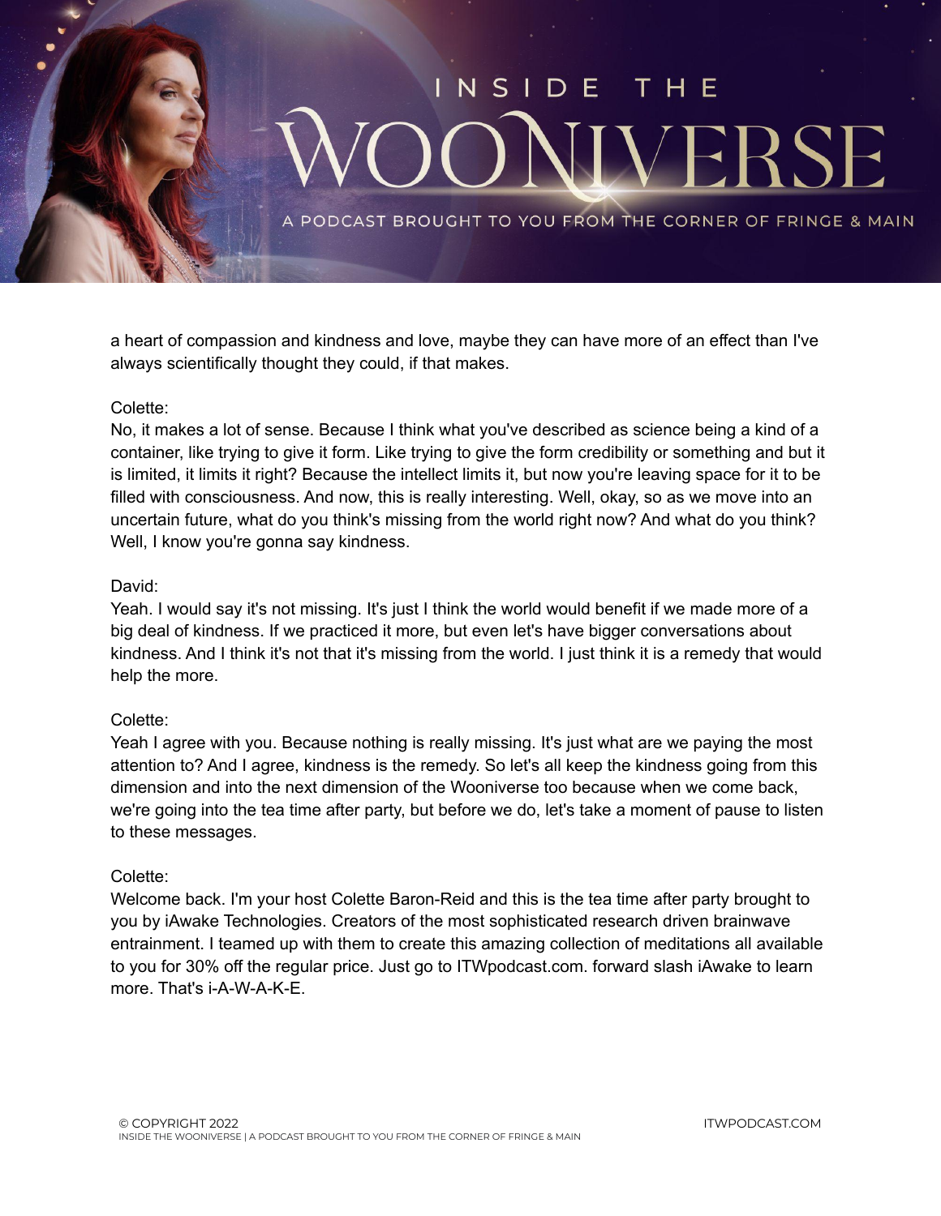a heart of compassion and kindness and love, maybe they can have more of an effect than I've always scientifically thought they could, if that makes.

Colette:
No, it makes a lot of sense. Because I think what you've described as science being a kind of a container, like trying to give it form. Like trying to give the form credibility or something and but it is limited, it limits it right? Because the intellect limits it, but now you're leaving space for it to be filled with consciousness. And now, this is really interesting. Well, okay, so as we move into an uncertain future, what do you think's missing from the world right now? And what do you think? Well, I know you're gonna say kindness.

David:
Yeah. I would say it's not missing. It's just I think the world would benefit if we made more of a big deal of kindness. If we practiced it more, but even let's have bigger conversations about kindness. And I think it's not that it's missing from the world. I just think it is a remedy that would help the more.

Colette:
Yeah I agree with you. Because nothing is really missing. It's just what are we paying the most attention to? And I agree, kindness is the remedy. So let's all keep the kindness going from this dimension and into the next dimension of the Wooniverse too because when we come back, we're going into the tea time after party, but before we do, let's take a moment of pause to listen to these messages.

Colette:
Welcome back. I'm your host Colette Baron-Reid and this is the tea time after party brought to you by iAwake Technologies. Creators of the most sophisticated research driven brainwave entrainment. I teamed up with them to create this amazing collection of meditations all available to you for 30% off the regular price. Just go to ITWpodcast.com. forward slash iAwake to learn more. That's i-A-W-A-K-E.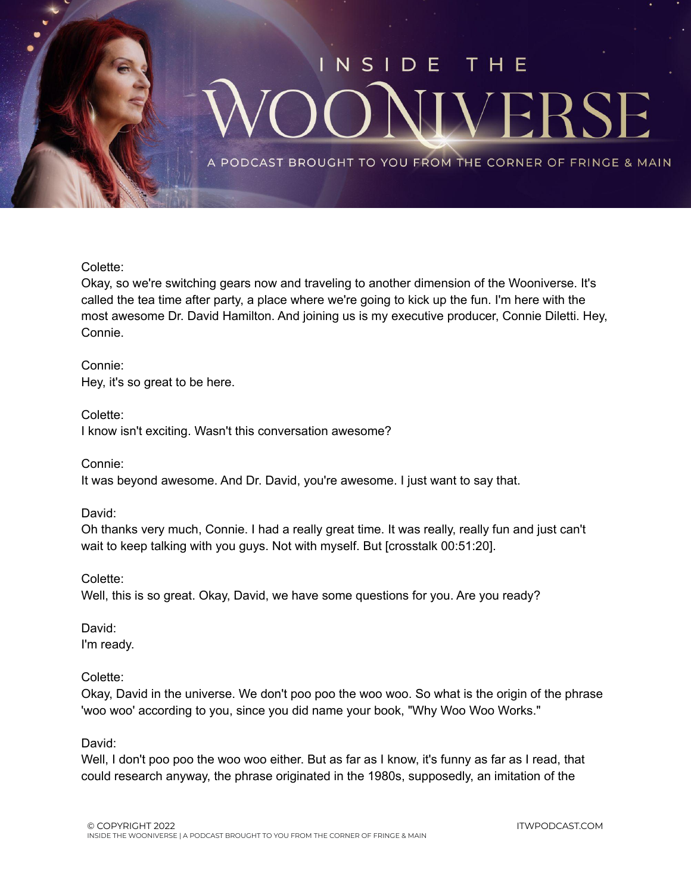Colette:
Okay, so we're switching gears now and traveling to another dimension of the Wooniverse. It's called the tea time after party, a place where we're going to kick up the fun. I'm here with the most awesome Dr. David Hamilton. And joining us is my executive producer, Connie Diletti. Hey, Connie.

Connie:
Hey, it's so great to be here.

Colette:
I know isn't exciting. Wasn't this conversation awesome?

Connie:
It was beyond awesome. And Dr. David, you're awesome. I just want to say that.

David:
Oh thanks very much, Connie. I had a really great time. It was really, really fun and just can't wait to keep talking with you guys. Not with myself. But [crosstalk 00:51:20].

Colette:
Well, this is so great. Okay, David, we have some questions for you. Are you ready?

David:
I'm ready.

Colette:
Okay, David in the universe. We don't poo poo the woo woo. So what is the origin of the phrase 'woo woo' according to you, since you did name your book, "Why Woo Woo Works."

David:
Well, I don't poo poo the woo woo either. But as far as I know, it's funny as far as I read, that could research anyway, the phrase originated in the 1980s, supposedly, an imitation of the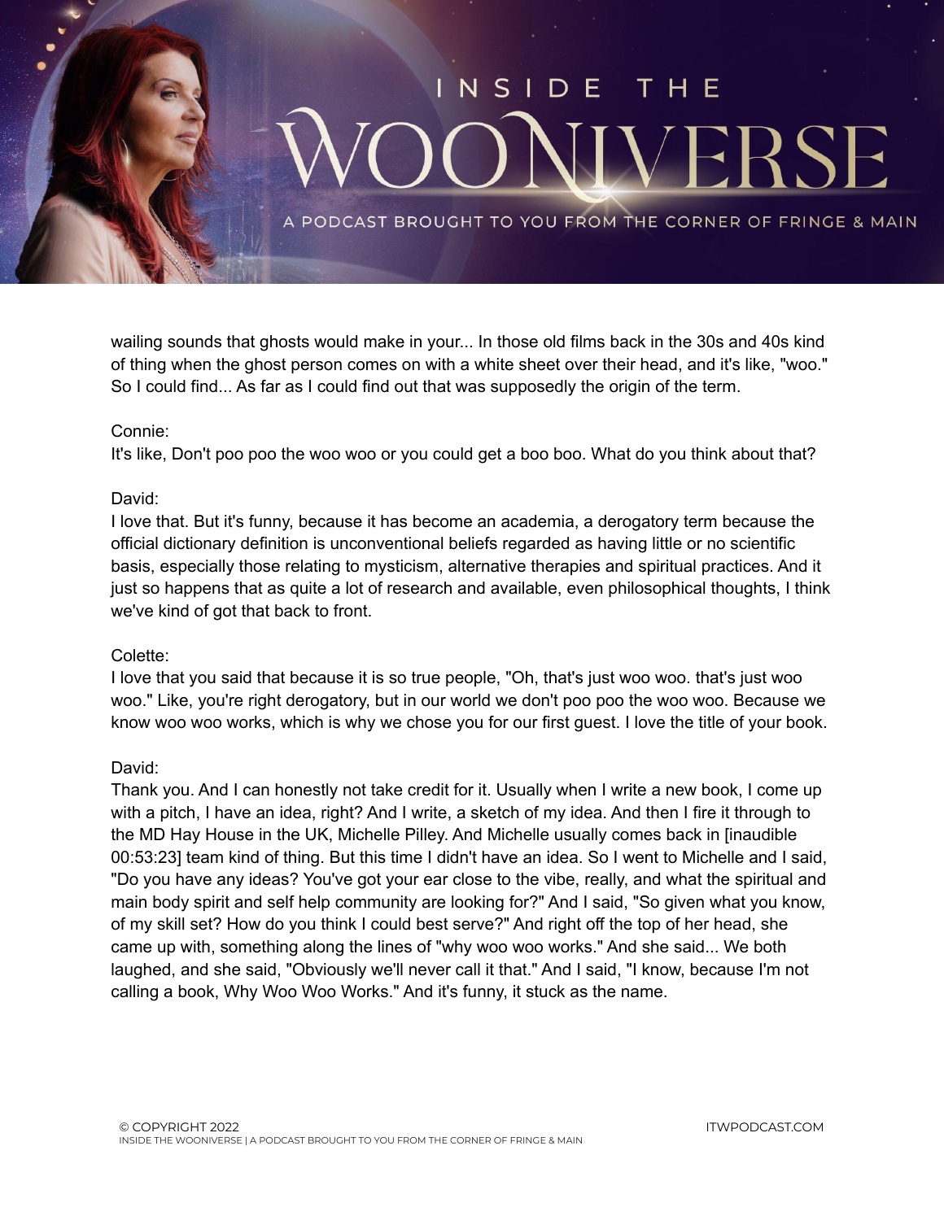wailing sounds that ghosts would make in your... In those old films back in the 30s and 40s kind of thing when the ghost person comes on with a white sheet over their head, and it's like, "woo." So I could find... As far as I could find out that was supposedly the origin of the term.

Connie:
It's like, Don't poo poo the woo woo or you could get a boo boo. What do you think about that?

David:
I love that. But it's funny, because it has become an academia, a derogatory term because the official dictionary definition is unconventional beliefs regarded as having little or no scientific basis, especially those relating to mysticism, alternative therapies and spiritual practices. And it just so happens that as quite a lot of research and available, even philosophical thoughts, I think we've kind of got that back to front.

Colette:
I love that you said that because it is so true people, "Oh, that's just woo woo. that's just woo woo." Like, you're right derogatory, but in our world we don't poo poo the woo woo. Because we know woo woo works, which is why we chose you for our first guest. I love the title of your book.

David:
Thank you. And I can honestly not take credit for it. Usually when I write a new book, I come up with a pitch, I have an idea, right? And I write, a sketch of my idea. And then I fire it through to the MD Hay House in the UK, Michelle Pilley. And Michelle usually comes back in [inaudible 00:53:23] team kind of thing. But this time I didn't have an idea. So I went to Michelle and I said, "Do you have any ideas? You've got your ear close to the vibe, really, and what the spiritual and main body spirit and self help community are looking for?" And I said, "So given what you know, of my skill set? How do you think I could best serve?" And right off the top of her head, she came up with, something along the lines of "why woo woo works." And she said... We both laughed, and she said, "Obviously we'll never call it that." And I said, "I know, because I'm not calling a book, Why Woo Woo Works." And it's funny, it stuck as the name.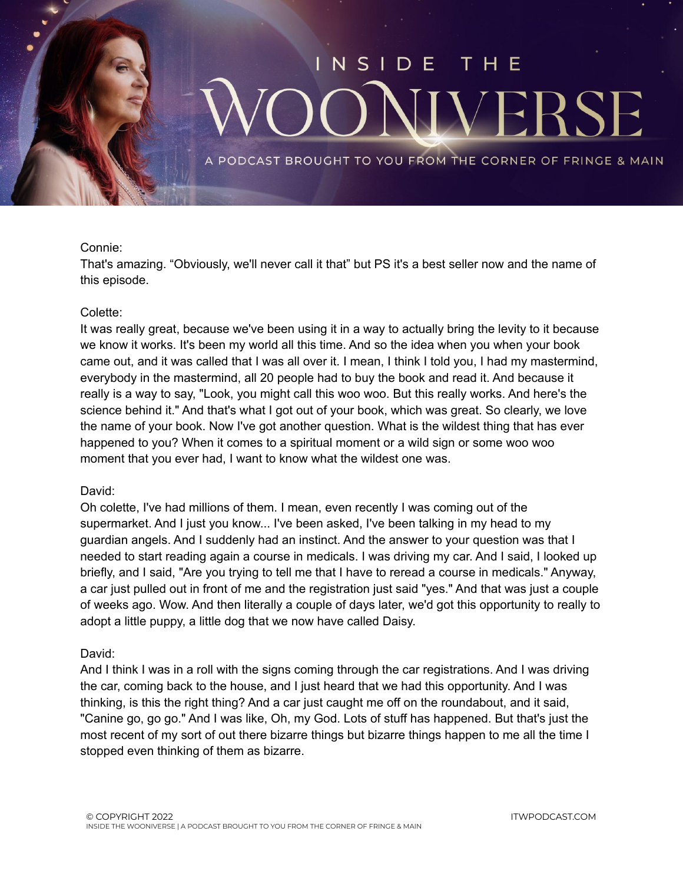Connie:
That's amazing. “Obviously, we'll never call it that” but PS it's a best seller now and the name of this episode.

Colette:
It was really great, because we've been using it in a way to actually bring the levity to it because we know it works. It's been my world all this time. And so the idea when you when your book came out, and it was called that I was all over it. I mean, I think I told you, I had my mastermind, everybody in the mastermind, all 20 people had to buy the book and read it. And because it really is a way to say, "Look, you might call this woo woo. But this really works. And here's the science behind it." And that's what I got out of your book, which was great. So clearly, we love the name of your book. Now I've got another question. What is the wildest thing that has ever happened to you? When it comes to a spiritual moment or a wild sign or some woo woo moment that you ever had, I want to know what the wildest one was.

David:
Oh colette, I've had millions of them. I mean, even recently I was coming out of the supermarket. And I just you know... I've been asked, I've been talking in my head to my guardian angels. And I suddenly had an instinct. And the answer to your question was that I needed to start reading again a course in medicals. I was driving my car. And I said, I looked up briefly, and I said, "Are you trying to tell me that I have to reread a course in medicals." Anyway, a car just pulled out in front of me and the registration just said "yes." And that was just a couple of weeks ago. Wow. And then literally a couple of days later, we'd got this opportunity to really to adopt a little puppy, a little dog that we now have called Daisy.

David:
And I think I was in a roll with the signs coming through the car registrations. And I was driving the car, coming back to the house, and I just heard that we had this opportunity. And I was thinking, is this the right thing? And a car just caught me off on the roundabout, and it said, "Canine go, go go." And I was like, Oh, my God. Lots of stuff has happened. But that's just the most recent of my sort of out there bizarre things but bizarre things happen to me all the time I stopped even thinking of them as bizarre.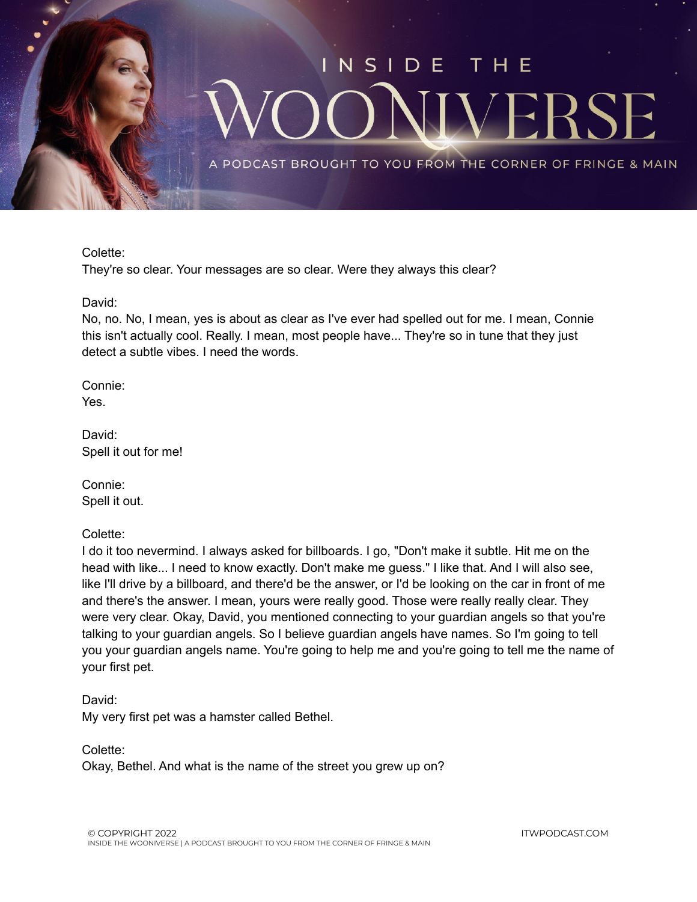Colette:
They're so clear. Your messages are so clear. Were they always this clear?

David:
No, no. No, I mean, yes is about as clear as I've ever had spelled out for me. I mean, Connie this isn't actually cool. Really. I mean, most people have... They're so in tune that they just detect a subtle vibes. I need the words.

Connie:
Yes.

David:
Spell it out for me!

Connie:
Spell it out.

Colette:
I do it too nevermind. I always asked for billboards. I go, "Don't make it subtle. Hit me on the head with like... I need to know exactly. Don't make me guess." I like that. And I will also see, like I'll drive by a billboard, and there'd be the answer, or I'd be looking on the car in front of me and there's the answer. I mean, yours were really good. Those were really really clear. They were very clear. Okay, David, you mentioned connecting to your guardian angels so that you're talking to your guardian angels. So I believe guardian angels have names. So I'm going to tell you your guardian angels name. You're going to help me and you're going to tell me the name of your first pet.

David:
My very first pet was a hamster called Bethel.

Colette:
Okay, Bethel. And what is the name of the street you grew up on?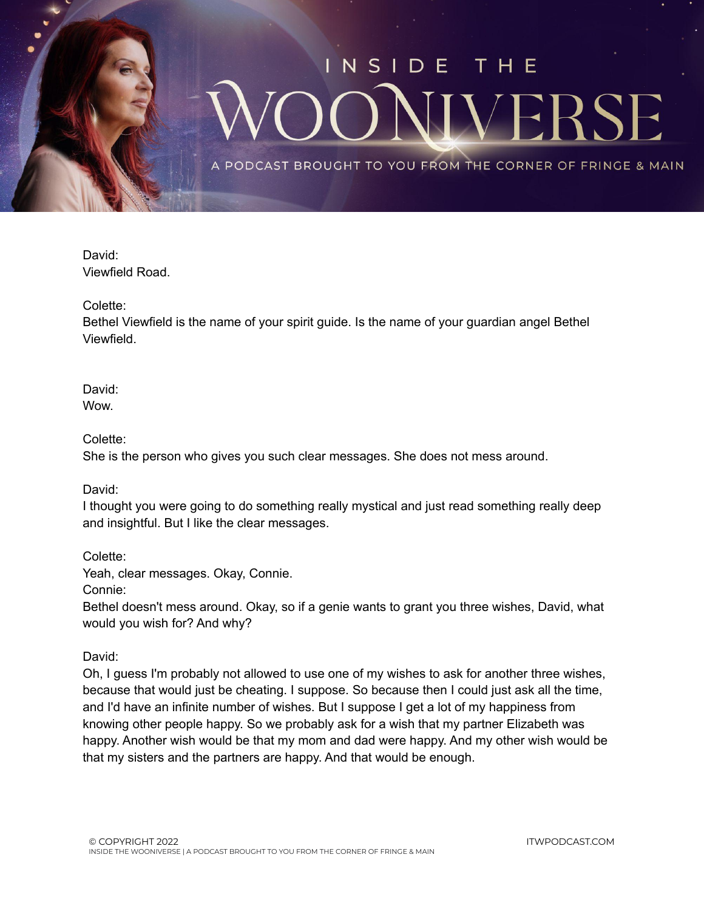David:
Viewfield Road.

Colette:
Bethel Viewfield is the name of your spirit guide. Is the name of your guardian angel Bethel Viewfield.

David:
Wow.

Colette:
She is the person who gives you such clear messages. She does not mess around.

David:
I thought you were going to do something really mystical and just read something really deep and insightful. But I like the clear messages.

Colette:
Yeah, clear messages. Okay, Connie.

Connie:
Bethel doesn't mess around. Okay, so if a genie wants to grant you three wishes, David, what would you wish for? And why?

David:
Oh, I guess I'm probably not allowed to use one of my wishes to ask for another three wishes, because that would just be cheating. I suppose. So because then I could just ask all the time, and I'd have an infinite number of wishes. But I suppose I get a lot of my happiness from knowing other people happy. So we probably ask for a wish that my partner Elizabeth was happy. Another wish would be that my mom and dad were happy. And my other wish would be that my sisters and the partners are happy. And that would be enough.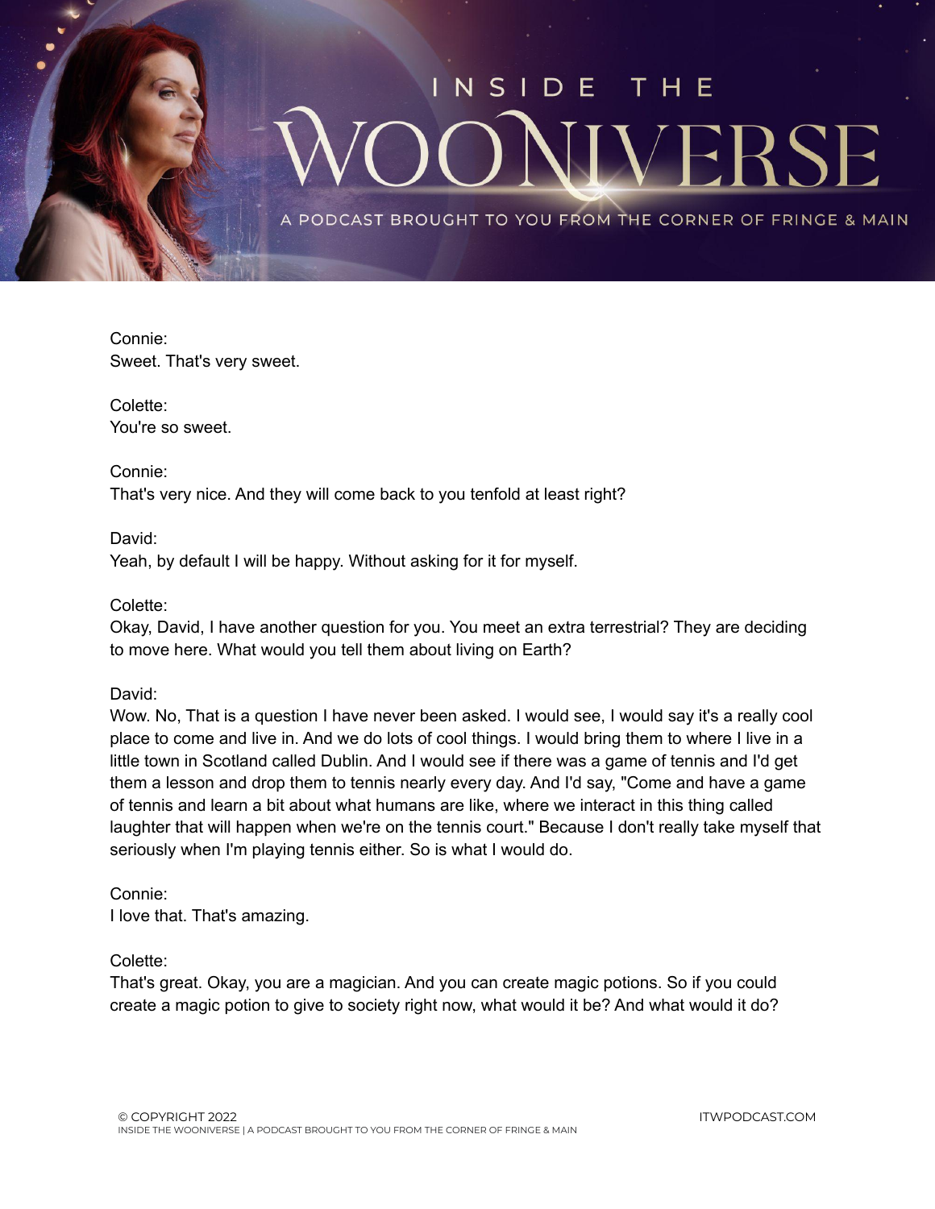Connie:
Sweet. That's very sweet.

Colette:
You're so sweet.

Connie:
That's very nice. And they will come back to you tenfold at least right?

David:
Yeah, by default I will be happy. Without asking for it for myself.

Colette:
Okay, David, I have another question for you. You meet an extra terrestrial? They are deciding to move here. What would you tell them about living on Earth?

David:
Wow. No, That is a question I have never been asked. I would see, I would say it's a really cool place to come and live in. And we do lots of cool things. I would bring them to where I live in a little town in Scotland called Dublin. And I would see if there was a game of tennis and I'd get them a lesson and drop them to tennis nearly every day. And I'd say, "Come and have a game of tennis and learn a bit about what humans are like, where we interact in this thing called laughter that will happen when we're on the tennis court." Because I don't really take myself that seriously when I'm playing tennis either. So is what I would do.

Connie:
I love that. That's amazing.

Colette:
That's great. Okay, you are a magician. And you can create magic potions. So if you could create a magic potion to give to society right now, what would it be? And what would it do?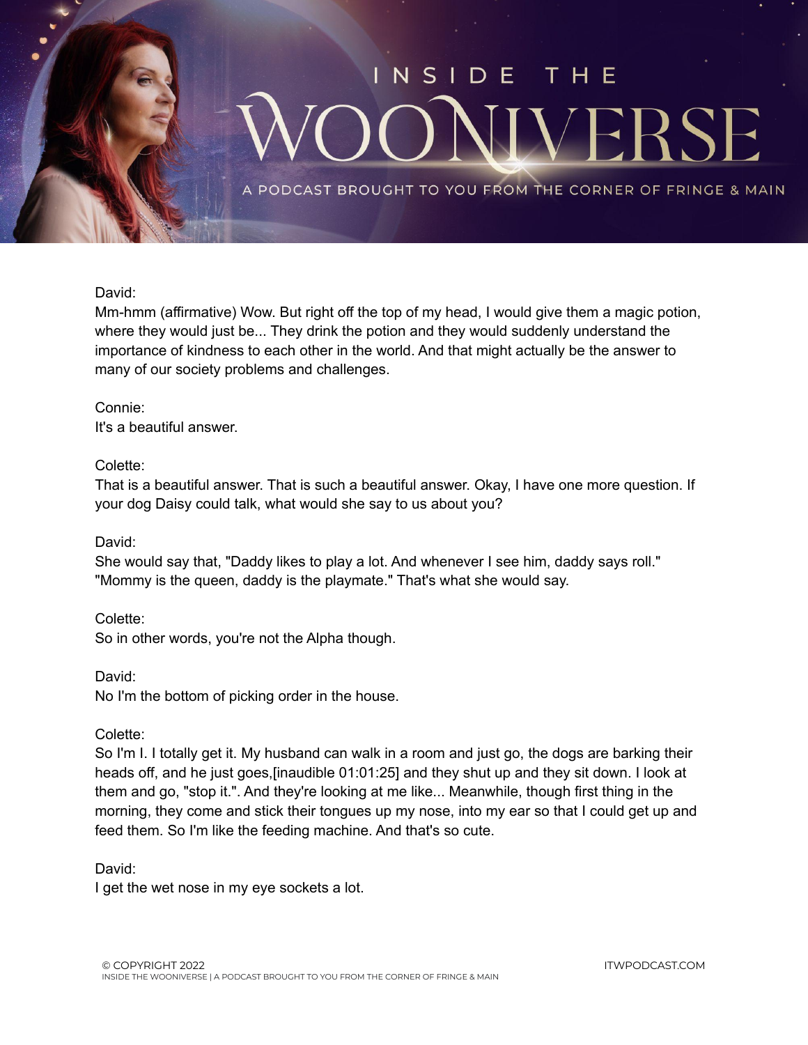David:
Mm-hmm (affirmative) Wow. But right off the top of my head, I would give them a magic potion, where they would just be... They drink the potion and they would suddenly understand the importance of kindness to each other in the world. And that might actually be the answer to many of our society problems and challenges.

Connie:
It's a beautiful answer.

Colette:
That is a beautiful answer. That is such a beautiful answer. Okay, I have one more question. If your dog Daisy could talk, what would she say to us about you?

David:
She would say that, "Daddy likes to play a lot. And whenever I see him, daddy says roll." "Mommy is the queen, daddy is the playmate." That's what she would say.

Colette:
So in other words, you're not the Alpha though.

David:
No I'm the bottom of picking order in the house.

Colette:
So I'm I. I totally get it. My husband can walk in a room and just go, the dogs are barking their heads off, and he just goes,[inaudible 01:01:25] and they shut up and they sit down. I look at them and go, "stop it.". And they're looking at me like... Meanwhile, though first thing in the morning, they come and stick their tongues up my nose, into my ear so that I could get up and feed them. So I'm like the feeding machine. And that's so cute.

David:
I get the wet nose in my eye sockets a lot.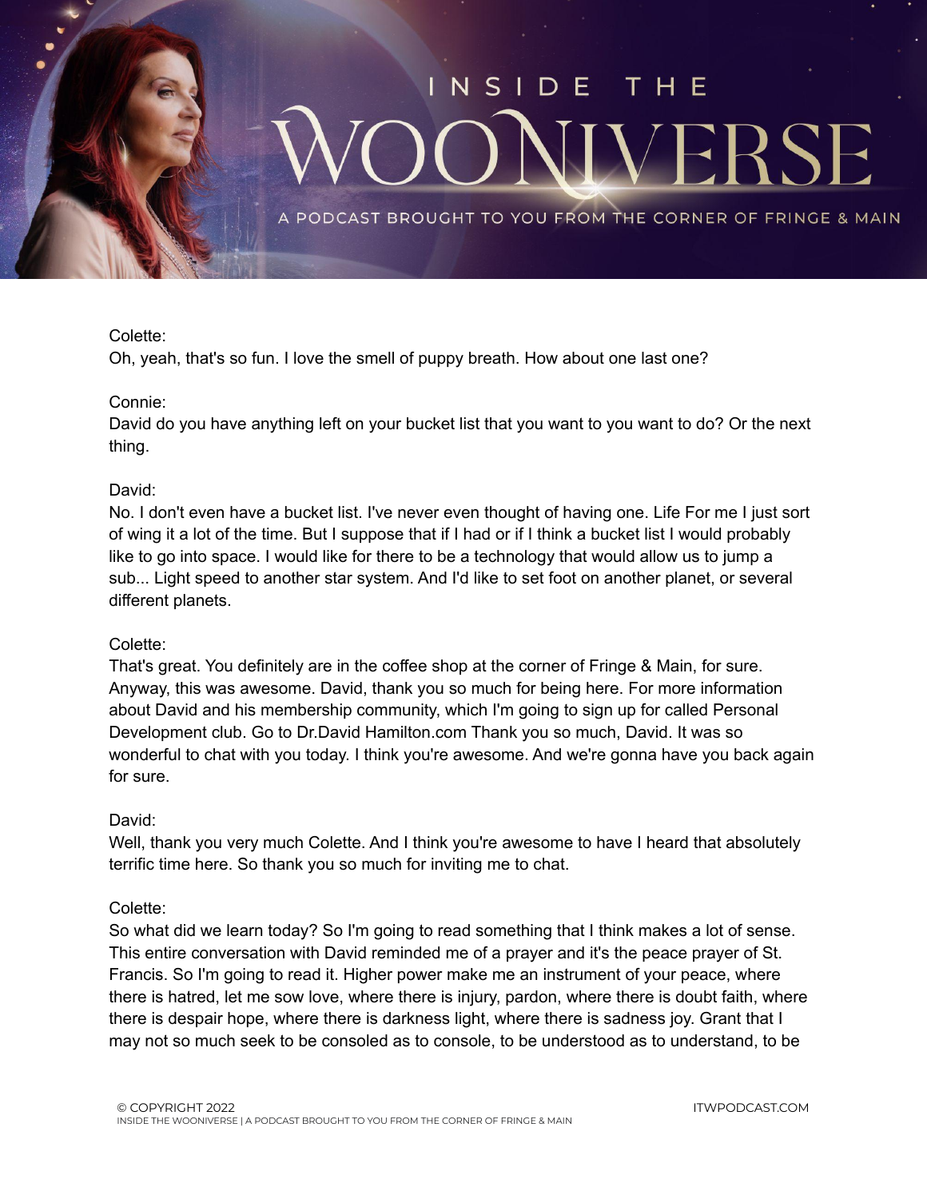Colette:
Oh, yeah, that's so fun. I love the smell of puppy breath. How about one last one?

Connie:
David do you have anything left on your bucket list that you want to you want to do? Or the next thing.

David:
No. I don't even have a bucket list. I've never even thought of having one. Life For me I just sort of wing it a lot of the time. But I suppose that if I had or if I think a bucket list I would probably like to go into space. I would like for there to be a technology that would allow us to jump a sub... Light speed to another star system. And I'd like to set foot on another planet, or several different planets.

Colette:
That's great. You definitely are in the coffee shop at the corner of Fringe & Main, for sure. Anyway, this was awesome. David, thank you so much for being here. For more information about David and his membership community, which I'm going to sign up for called Personal Development club. Go to Dr.David Hamilton.com Thank you so much, David. It was so wonderful to chat with you today. I think you're awesome. And we're gonna have you back again for sure.

David:
Well, thank you very much Colette. And I think you're awesome to have I heard that absolutely terrific time here. So thank you so much for inviting me to chat.

Colette:
So what did we learn today? So I'm going to read something that I think makes a lot of sense. This entire conversation with David reminded me of a prayer and it's the peace prayer of St. Francis. So I'm going to read it. Higher power make me an instrument of your peace, where there is hatred, let me sow love, where there is injury, pardon, where there is doubt faith, where there is despair hope, where there is darkness light, where there is sadness joy. Grant that I may not so much seek to be consoled as to console, to be understood as to understand, to be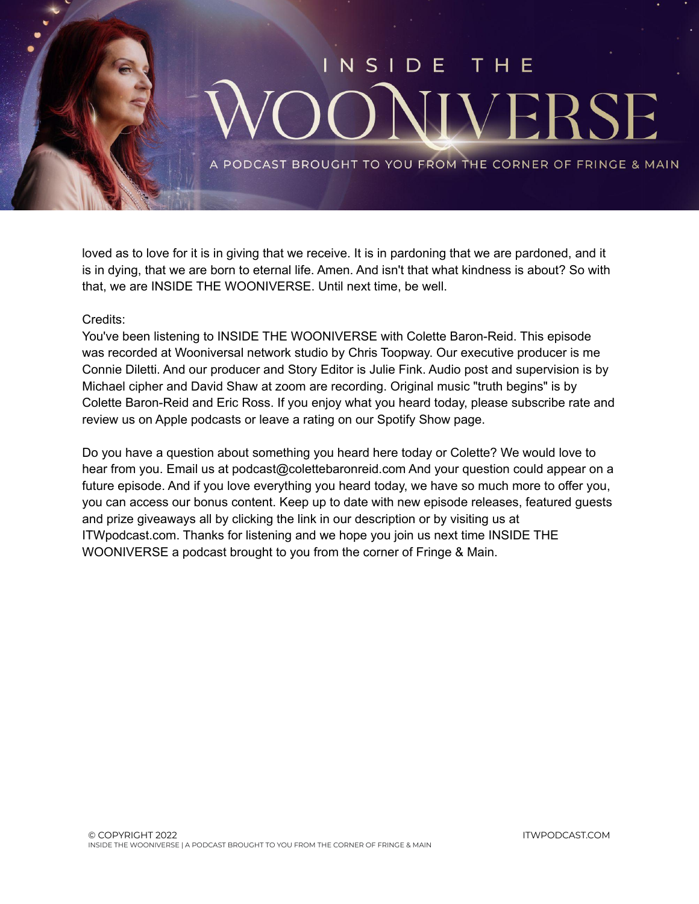loved as to love for it is in giving that we receive. It is in pardoning that we are pardoned, and it is in dying, that we are born to eternal life. Amen. And isn't that what kindness is about? So with that, we are INSIDE THE WOONIVERSE. Until next time, be well.

Credits:
You've been listening to INSIDE THE WOONIVERSE with Colette Baron-Reid. This episode was recorded at Wooniversal network studio by Chris Toopway. Our executive producer is me Connie Diletti. And our producer and Story Editor is Julie Fink. Audio post and supervision is by Michael cipher and David Shaw at zoom are recording. Original music "truth begins" is by Colette Baron-Reid and Eric Ross. If you enjoy what you heard today, please subscribe rate and review us on Apple podcasts or leave a rating on our Spotify Show page.

Do you have a question about something you heard here today or Colette? We would love to hear from you. Email us at podcast@colettebaronreid.com And your question could appear on a future episode. And if you love everything you heard today, we have so much more to offer you, you can access our bonus content. Keep up to date with new episode releases, featured guests and prize giveaways all by clicking the link in our description or by visiting us at ITWpodcast.com. Thanks for listening and we hope you join us next time INSIDE THE WOONIVERSE a podcast brought to you from the corner of Fringe & Main.